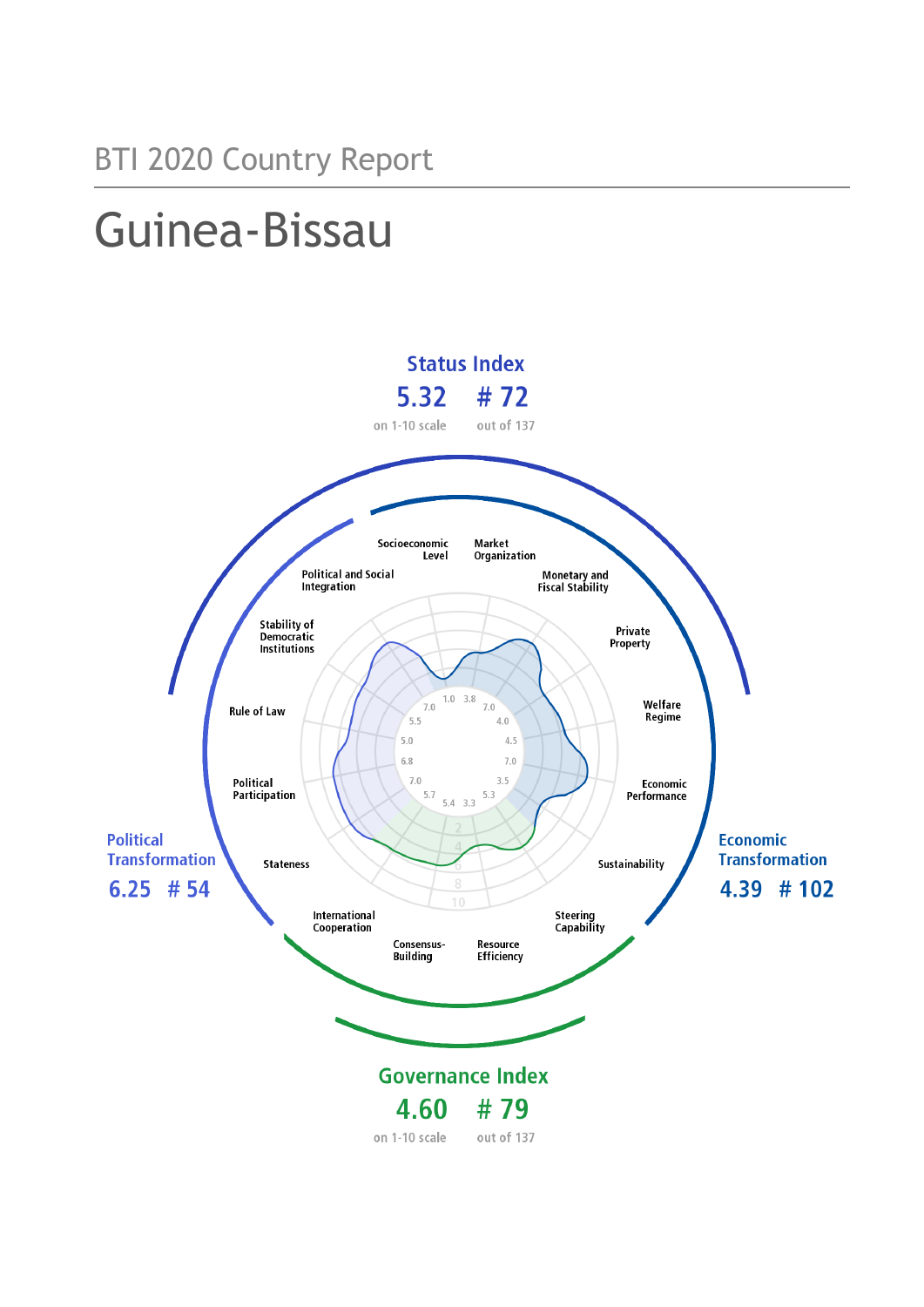BTI 2020 Country Report

# Guinea-Bissau

## Status Index

**5.32** on 1-10 scale

**# 72** out of 137

Political and Social Integration

Socioeconomic Level

Market Organization

Monetary and Fiscal Stability

Private Property

Stability of Democratic Institutions

Welfare Regime

Rule of Law

Economic Performance

Political Participation

Sustainability

Stateness

International Cooperation

Steering Capability

Consensus-Building

Resource Efficiency

## Political Transformation

**6.25 # 54**

## Economic Transformation

**4.39 # 102**

## Governance Index

**4.60** on 1-10 scale

**# 79** out of 137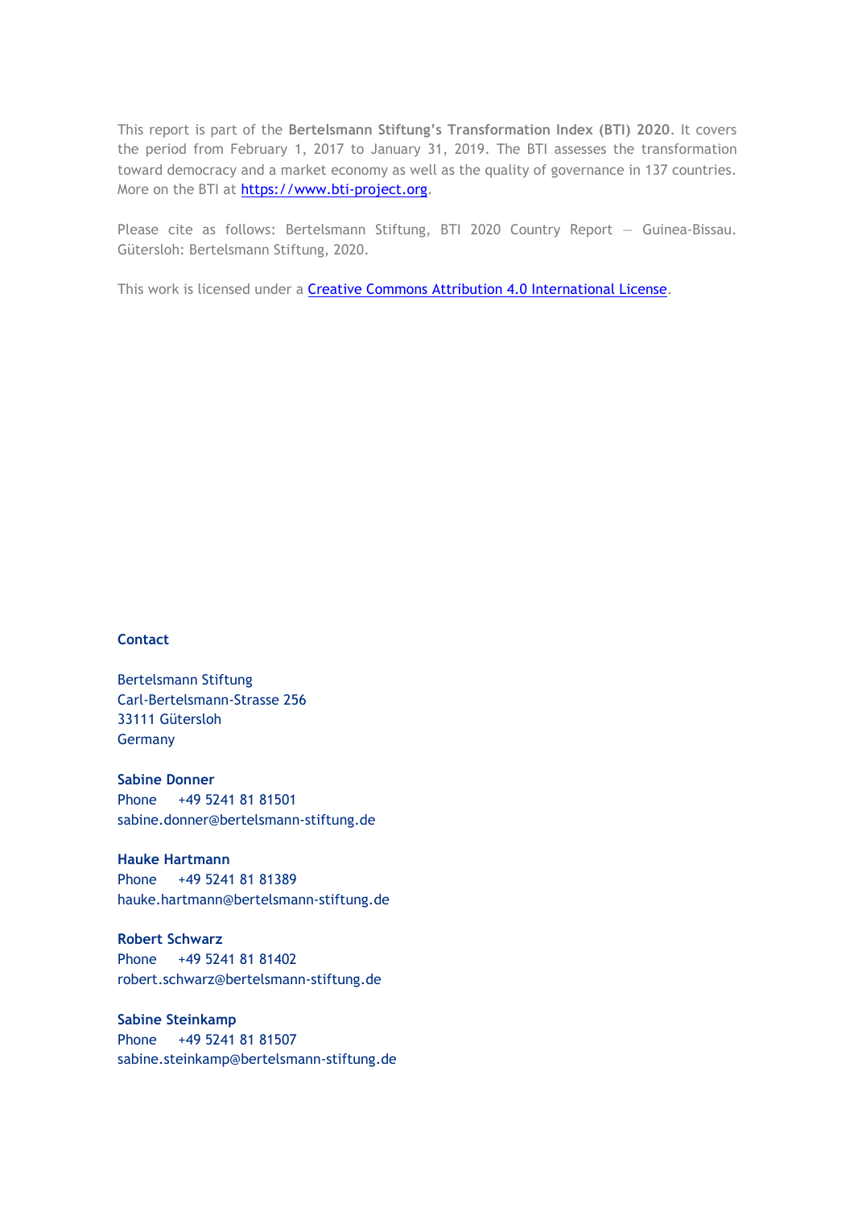This report is part of the **Bertelsmann Stiftung's Transformation Index (BTI) 2020**. It covers the period from February 1, 2017 to January 31, 2019. The BTI assesses the transformation toward democracy and a market economy as well as the quality of governance in 137 countries. More on the BTI at [https://www.bti-project.org](https://www.bti-project.org).

Please cite as follows: Bertelsmann Stiftung, BTI 2020 Country Report — Guinea-Bissau. Gütersloh: Bertelsmann Stiftung, 2020.

This work is licensed under a [Creative Commons Attribution 4.0 International License](https://creativecommons.org/licenses/by/4.0/).

**Contact**

Bertelsmann Stiftung
Carl-Bertelsmann-Strasse 256
33111 Gütersloh
Germany

**Sabine Donner**
Phone +49 5241 81 81501
sabine.donner@bertelsmann-stiftung.de

**Hauke Hartmann**
Phone +49 5241 81 81389
hauke.hartmann@bertelsmann-stiftung.de

**Robert Schwarz**
Phone +49 5241 81 81402
robert.schwarz@bertelsmann-stiftung.de

**Sabine Steinkamp**
Phone +49 5241 81 81507
sabine.steinkamp@bertelsmann-stiftung.de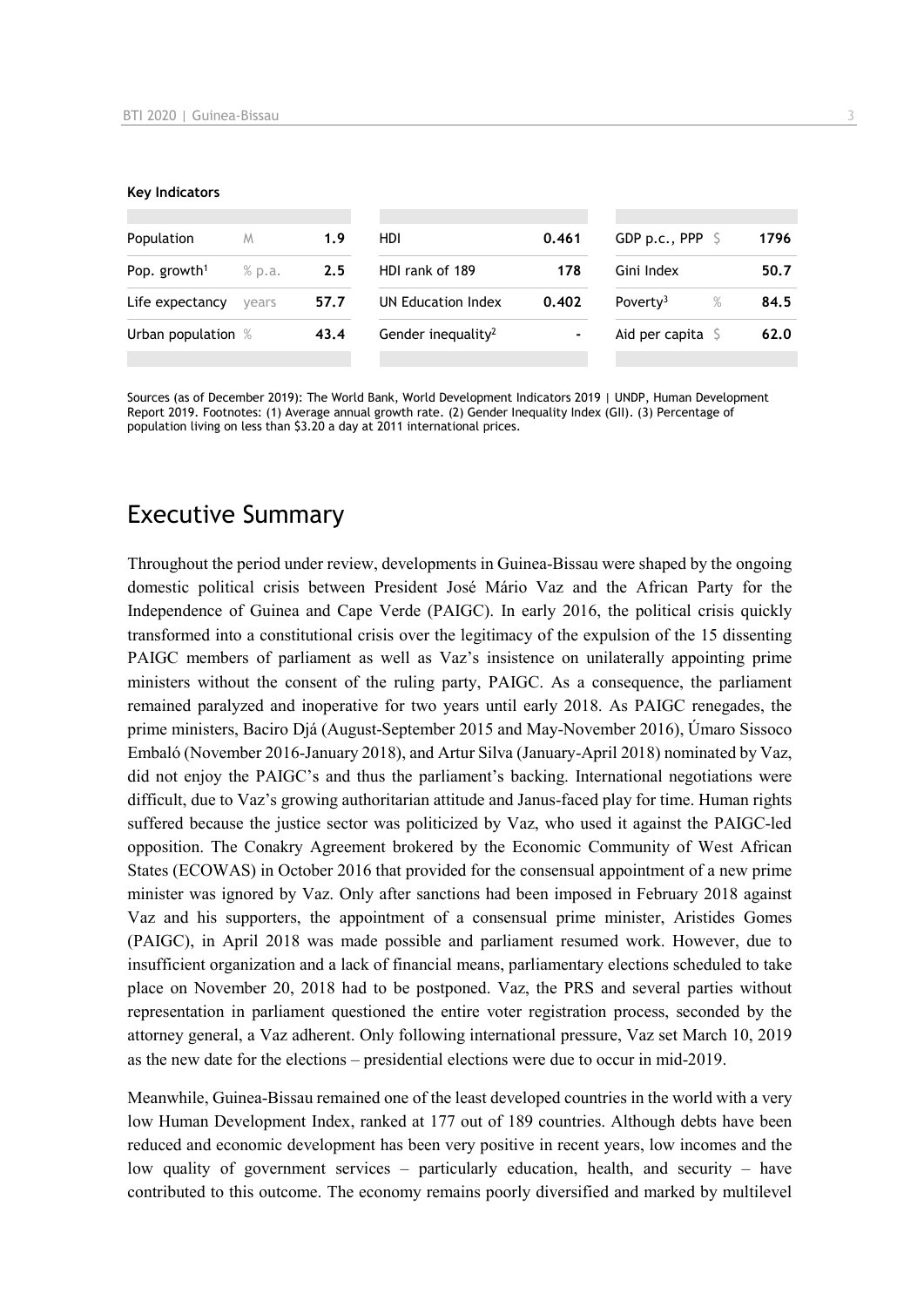**Key Indicators**

| Population | M | 1.9 | HDI | 0.461 | GDP p.c., PPP | $ | 1796 |
|---|---|---|---|---|---|---|---|
| Pop. growth[1] | % p.a. | 2.5 | HDI rank of 189 | 178 | Gini Index | | 50.7 |
| Life expectancy | years | 57.7 | UN Education Index | 0.402 | Poverty[3] | % | 84.5 |
| Urban population | % | 43.4 | Gender inequality[2] | - | Aid per capita | $ | 62.0 |

Sources (as of December 2019): The World Bank, World Development Indicators 2019 | UNDP, Human Development Report 2019. Footnotes: (1) Average annual growth rate. (2) Gender Inequality Index (GII). (3) Percentage of population living on less than $3.20 a day at 2011 international prices.

# Executive Summary

Throughout the period under review, developments in Guinea-Bissau were shaped by the ongoing domestic political crisis between President José Mário Vaz and the African Party for the Independence of Guinea and Cape Verde (PAIGC). In early 2016, the political crisis quickly transformed into a constitutional crisis over the legitimacy of the expulsion of the 15 dissenting PAIGC members of parliament as well as Vaz's insistence on unilaterally appointing prime ministers without the consent of the ruling party, PAIGC. As a consequence, the parliament remained paralyzed and inoperative for two years until early 2018. As PAIGC renegades, the prime ministers, Baciro Djá (August-September 2015 and May-November 2016), Úmaro Sissoco Embaló (November 2016-January 2018), and Artur Silva (January-April 2018) nominated by Vaz, did not enjoy the PAIGC's and thus the parliament's backing. International negotiations were difficult, due to Vaz's growing authoritarian attitude and Janus-faced play for time. Human rights suffered because the justice sector was politicized by Vaz, who used it against the PAIGC-led opposition. The Conakry Agreement brokered by the Economic Community of West African States (ECOWAS) in October 2016 that provided for the consensual appointment of a new prime minister was ignored by Vaz. Only after sanctions had been imposed in February 2018 against Vaz and his supporters, the appointment of a consensual prime minister, Aristides Gomes (PAIGC), in April 2018 was made possible and parliament resumed work. However, due to insufficient organization and a lack of financial means, parliamentary elections scheduled to take place on November 20, 2018 had to be postponed. Vaz, the PRS and several parties without representation in parliament questioned the entire voter registration process, seconded by the attorney general, a Vaz adherent. Only following international pressure, Vaz set March 10, 2019 as the new date for the elections – presidential elections were due to occur in mid-2019.

Meanwhile, Guinea-Bissau remained one of the least developed countries in the world with a very low Human Development Index, ranked at 177 out of 189 countries. Although debts have been reduced and economic development has been very positive in recent years, low incomes and the low quality of government services – particularly education, health, and security – have contributed to this outcome. The economy remains poorly diversified and marked by multilevel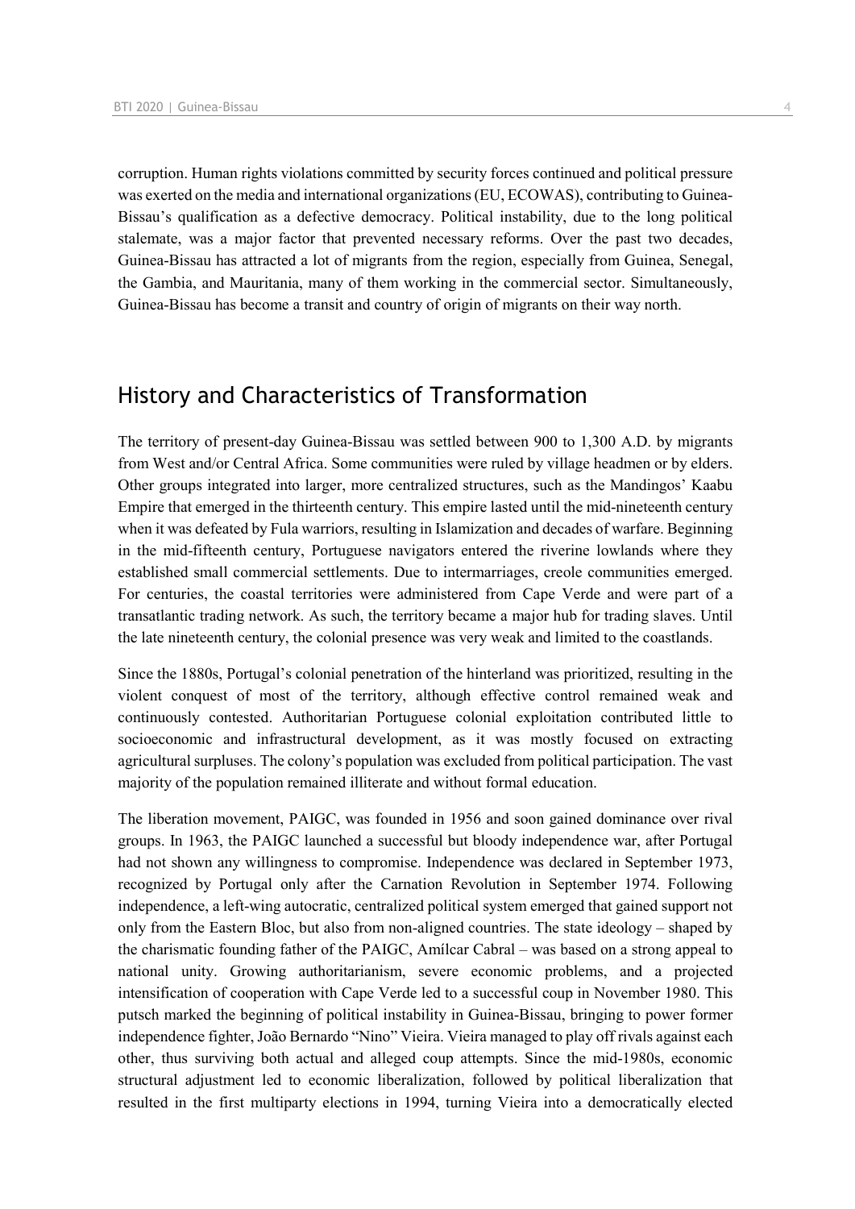corruption. Human rights violations committed by security forces continued and political pressure was exerted on the media and international organizations (EU, ECOWAS), contributing to Guinea-Bissau's qualification as a defective democracy. Political instability, due to the long political stalemate, was a major factor that prevented necessary reforms. Over the past two decades, Guinea-Bissau has attracted a lot of migrants from the region, especially from Guinea, Senegal, the Gambia, and Mauritania, many of them working in the commercial sector. Simultaneously, Guinea-Bissau has become a transit and country of origin of migrants on their way north.

## History and Characteristics of Transformation

The territory of present-day Guinea-Bissau was settled between 900 to 1,300 A.D. by migrants from West and/or Central Africa. Some communities were ruled by village headmen or by elders. Other groups integrated into larger, more centralized structures, such as the Mandingos' Kaabu Empire that emerged in the thirteenth century. This empire lasted until the mid-nineteenth century when it was defeated by Fula warriors, resulting in Islamization and decades of warfare. Beginning in the mid-fifteenth century, Portuguese navigators entered the riverine lowlands where they established small commercial settlements. Due to intermarriages, creole communities emerged. For centuries, the coastal territories were administered from Cape Verde and were part of a transatlantic trading network. As such, the territory became a major hub for trading slaves. Until the late nineteenth century, the colonial presence was very weak and limited to the coastlands.

Since the 1880s, Portugal's colonial penetration of the hinterland was prioritized, resulting in the violent conquest of most of the territory, although effective control remained weak and continuously contested. Authoritarian Portuguese colonial exploitation contributed little to socioeconomic and infrastructural development, as it was mostly focused on extracting agricultural surpluses. The colony's population was excluded from political participation. The vast majority of the population remained illiterate and without formal education.

The liberation movement, PAIGC, was founded in 1956 and soon gained dominance over rival groups. In 1963, the PAIGC launched a successful but bloody independence war, after Portugal had not shown any willingness to compromise. Independence was declared in September 1973, recognized by Portugal only after the Carnation Revolution in September 1974. Following independence, a left-wing autocratic, centralized political system emerged that gained support not only from the Eastern Bloc, but also from non-aligned countries. The state ideology – shaped by the charismatic founding father of the PAIGC, Amílcar Cabral – was based on a strong appeal to national unity. Growing authoritarianism, severe economic problems, and a projected intensification of cooperation with Cape Verde led to a successful coup in November 1980. This putsch marked the beginning of political instability in Guinea-Bissau, bringing to power former independence fighter, João Bernardo "Nino" Vieira. Vieira managed to play off rivals against each other, thus surviving both actual and alleged coup attempts. Since the mid-1980s, economic structural adjustment led to economic liberalization, followed by political liberalization that resulted in the first multiparty elections in 1994, turning Vieira into a democratically elected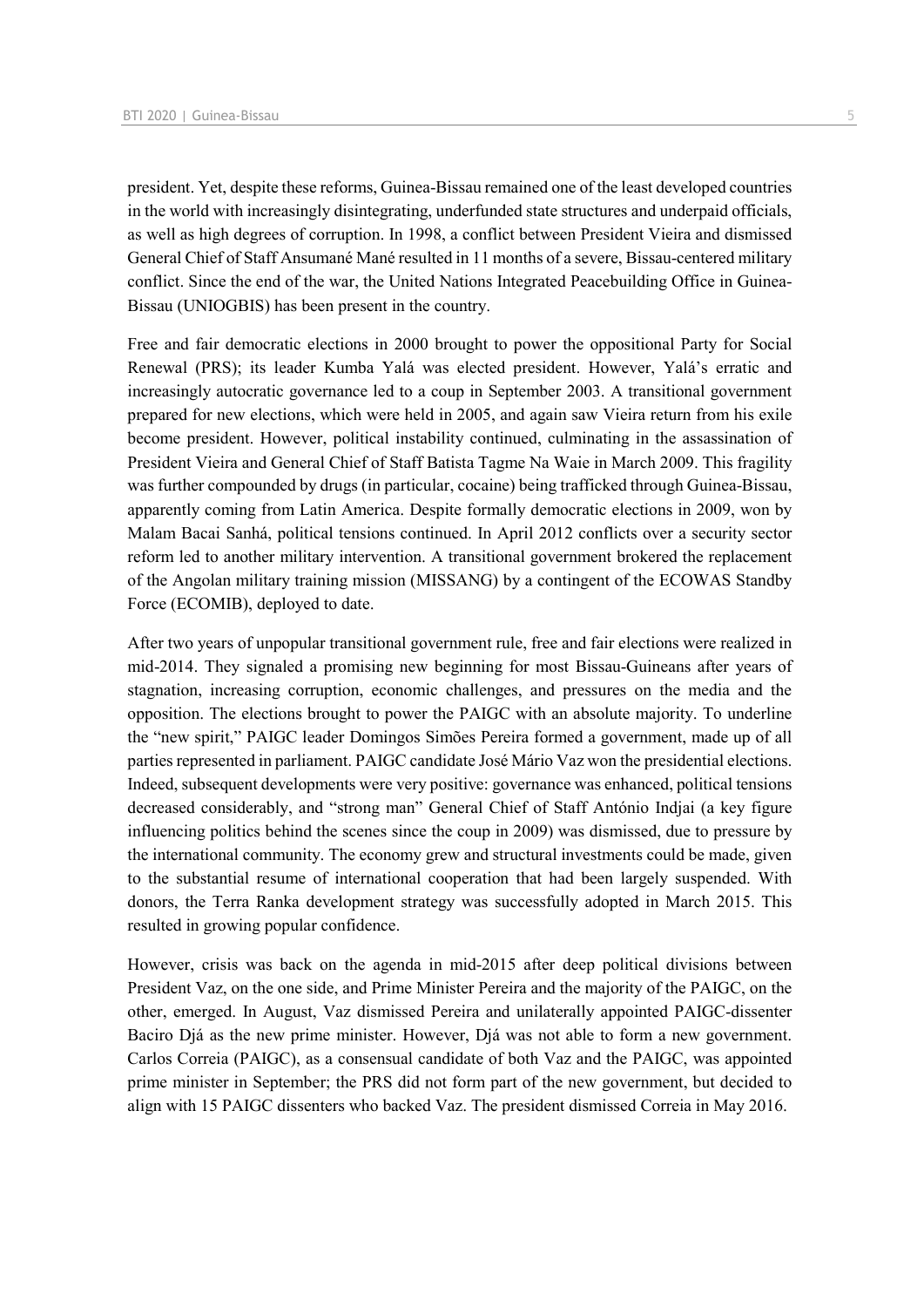president. Yet, despite these reforms, Guinea-Bissau remained one of the least developed countries in the world with increasingly disintegrating, underfunded state structures and underpaid officials, as well as high degrees of corruption. In 1998, a conflict between President Vieira and dismissed General Chief of Staff Ansumané Mané resulted in 11 months of a severe, Bissau-centered military conflict. Since the end of the war, the United Nations Integrated Peacebuilding Office in Guinea-Bissau (UNIOGBIS) has been present in the country.

Free and fair democratic elections in 2000 brought to power the oppositional Party for Social Renewal (PRS); its leader Kumba Yalá was elected president. However, Yalá's erratic and increasingly autocratic governance led to a coup in September 2003. A transitional government prepared for new elections, which were held in 2005, and again saw Vieira return from his exile become president. However, political instability continued, culminating in the assassination of President Vieira and General Chief of Staff Batista Tagme Na Waie in March 2009. This fragility was further compounded by drugs (in particular, cocaine) being trafficked through Guinea-Bissau, apparently coming from Latin America. Despite formally democratic elections in 2009, won by Malam Bacai Sanhá, political tensions continued. In April 2012 conflicts over a security sector reform led to another military intervention. A transitional government brokered the replacement of the Angolan military training mission (MISSANG) by a contingent of the ECOWAS Standby Force (ECOMIB), deployed to date.

After two years of unpopular transitional government rule, free and fair elections were realized in mid-2014. They signaled a promising new beginning for most Bissau-Guineans after years of stagnation, increasing corruption, economic challenges, and pressures on the media and the opposition. The elections brought to power the PAIGC with an absolute majority. To underline the "new spirit," PAIGC leader Domingos Simões Pereira formed a government, made up of all parties represented in parliament. PAIGC candidate José Mário Vaz won the presidential elections. Indeed, subsequent developments were very positive: governance was enhanced, political tensions decreased considerably, and "strong man" General Chief of Staff António Indjai (a key figure influencing politics behind the scenes since the coup in 2009) was dismissed, due to pressure by the international community. The economy grew and structural investments could be made, given to the substantial resume of international cooperation that had been largely suspended. With donors, the Terra Ranka development strategy was successfully adopted in March 2015. This resulted in growing popular confidence.

However, crisis was back on the agenda in mid-2015 after deep political divisions between President Vaz, on the one side, and Prime Minister Pereira and the majority of the PAIGC, on the other, emerged. In August, Vaz dismissed Pereira and unilaterally appointed PAIGC-dissenter Baciro Djá as the new prime minister. However, Djá was not able to form a new government. Carlos Correia (PAIGC), as a consensual candidate of both Vaz and the PAIGC, was appointed prime minister in September; the PRS did not form part of the new government, but decided to align with 15 PAIGC dissenters who backed Vaz. The president dismissed Correia in May 2016.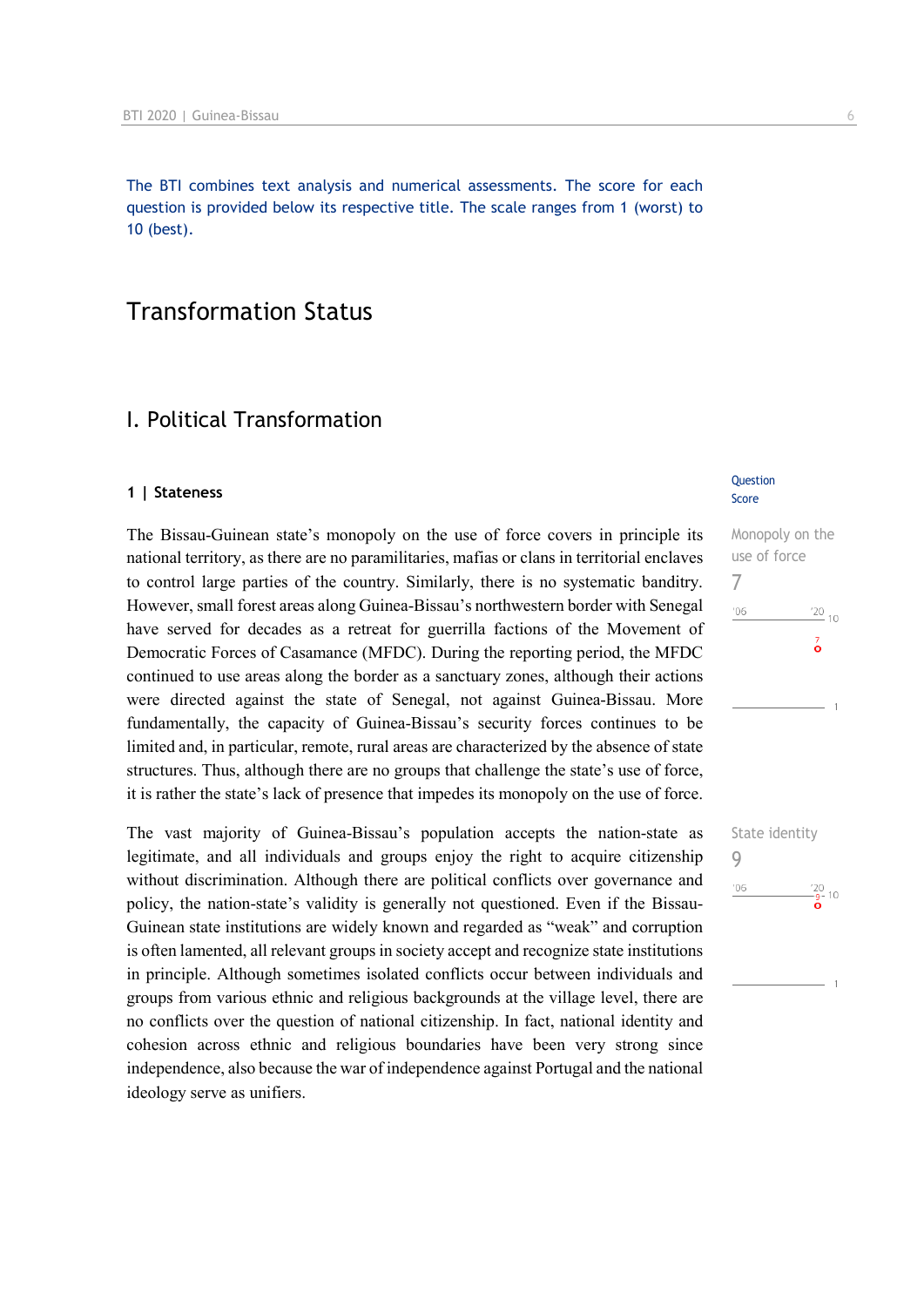The BTI combines text analysis and numerical assessments. The score for each question is provided below its respective title. The scale ranges from 1 (worst) to 10 (best).

# Transformation Status

## I. Political Transformation

### 1 | Stateness

Question Score

**Monopoly on the use of force**
7

The Bissau-Guinean state's monopoly on the use of force covers in principle its national territory, as there are no paramilitaries, mafias or clans in territorial enclaves to control large parties of the country. Similarly, there is no systematic banditry. However, small forest areas along Guinea-Bissau's northwestern border with Senegal have served for decades as a retreat for guerrilla factions of the Movement of Democratic Forces of Casamance (MFDC). During the reporting period, the MFDC continued to use areas along the border as a sanctuary zones, although their actions were directed against the state of Senegal, not against Guinea-Bissau. More fundamentally, the capacity of Guinea-Bissau's security forces continues to be limited and, in particular, remote, rural areas are characterized by the absence of state structures. Thus, although there are no groups that challenge the state's use of force, it is rather the state's lack of presence that impedes its monopoly on the use of force.

**State identity**
9

The vast majority of Guinea-Bissau's population accepts the nation-state as legitimate, and all individuals and groups enjoy the right to acquire citizenship without discrimination. Although there are political conflicts over governance and policy, the nation-state's validity is generally not questioned. Even if the Bissau-Guinean state institutions are widely known and regarded as "weak" and corruption is often lamented, all relevant groups in society accept and recognize state institutions in principle. Although sometimes isolated conflicts occur between individuals and groups from various ethnic and religious backgrounds at the village level, there are no conflicts over the question of national citizenship. In fact, national identity and cohesion across ethnic and religious boundaries have been very strong since independence, also because the war of independence against Portugal and the national ideology serve as unifiers.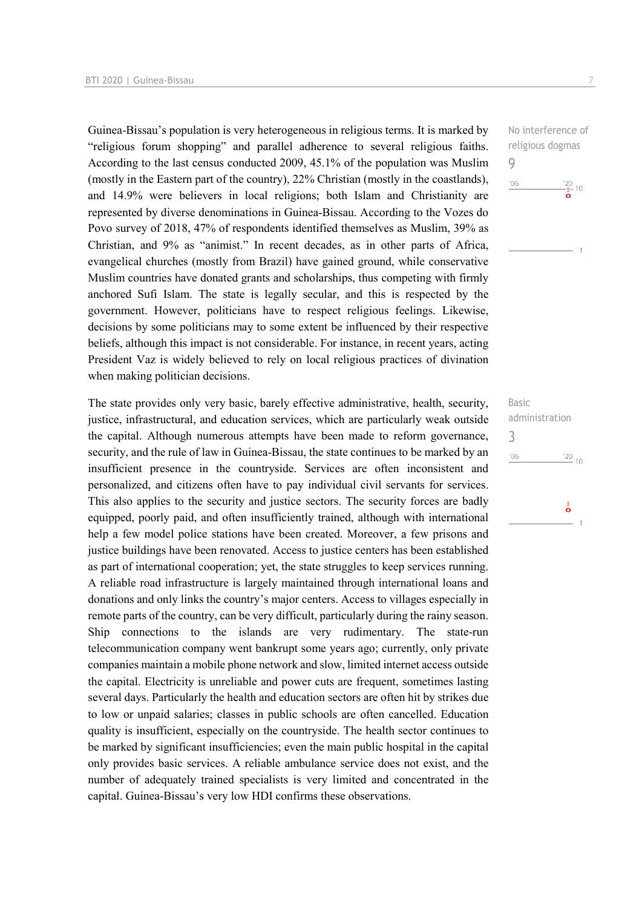Guinea-Bissau's population is very heterogeneous in religious terms. It is marked by "religious forum shopping" and parallel adherence to several religious faiths. According to the last census conducted 2009, 45.1% of the population was Muslim (mostly in the Eastern part of the country), 22% Christian (mostly in the coastlands), and 14.9% were believers in local religions; both Islam and Christianity are represented by diverse denominations in Guinea-Bissau. According to the Vozes do Povo survey of 2018, 47% of respondents identified themselves as Muslim, 39% as Christian, and 9% as "animist." In recent decades, as in other parts of Africa, evangelical churches (mostly from Brazil) have gained ground, while conservative Muslim countries have donated grants and scholarships, thus competing with firmly anchored Sufi Islam. The state is legally secular, and this is respected by the government. However, politicians have to respect religious feelings. Likewise, decisions by some politicians may to some extent be influenced by their respective beliefs, although this impact is not considerable. For instance, in recent years, acting President Vaz is widely believed to rely on local religious practices of divination when making politician decisions.

No interference of religious dogmas
9

The state provides only very basic, barely effective administrative, health, security, justice, infrastructural, and education services, which are particularly weak outside the capital. Although numerous attempts have been made to reform governance, security, and the rule of law in Guinea-Bissau, the state continues to be marked by an insufficient presence in the countryside. Services are often inconsistent and personalized, and citizens often have to pay individual civil servants for services. This also applies to the security and justice sectors. The security forces are badly equipped, poorly paid, and often insufficiently trained, although with international help a few model police stations have been created. Moreover, a few prisons and justice buildings have been renovated. Access to justice centers has been established as part of international cooperation; yet, the state struggles to keep services running. A reliable road infrastructure is largely maintained through international loans and donations and only links the country's major centers. Access to villages especially in remote parts of the country, can be very difficult, particularly during the rainy season. Ship connections to the islands are very rudimentary. The state-run telecommunication company went bankrupt some years ago; currently, only private companies maintain a mobile phone network and slow, limited internet access outside the capital. Electricity is unreliable and power cuts are frequent, sometimes lasting several days. Particularly the health and education sectors are often hit by strikes due to low or unpaid salaries; classes in public schools are often cancelled. Education quality is insufficient, especially on the countryside. The health sector continues to be marked by significant insufficiencies; even the main public hospital in the capital only provides basic services. A reliable ambulance service does not exist, and the number of adequately trained specialists is very limited and concentrated in the capital. Guinea-Bissau's very low HDI confirms these observations.

Basic administration
3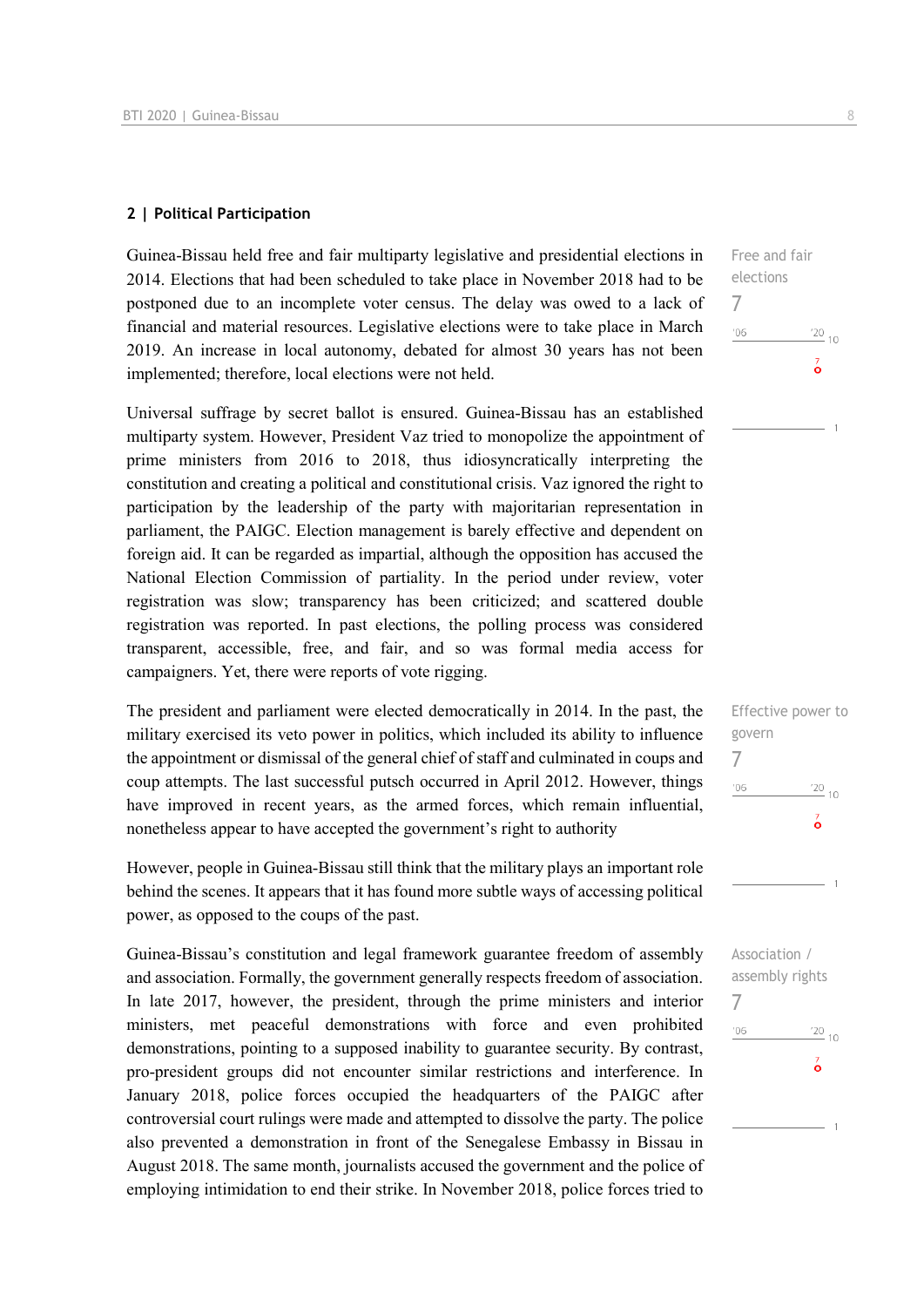## 2 | Political Participation

Guinea-Bissau held free and fair multiparty legislative and presidential elections in 2014. Elections that had been scheduled to take place in November 2018 had to be postponed due to an incomplete voter census. The delay was owed to a lack of financial and material resources. Legislative elections were to take place in March 2019. An increase in local autonomy, debated for almost 30 years has not been implemented; therefore, local elections were not held.

Free and fair elections
7

Universal suffrage by secret ballot is ensured. Guinea-Bissau has an established multiparty system. However, President Vaz tried to monopolize the appointment of prime ministers from 2016 to 2018, thus idiosyncratically interpreting the constitution and creating a political and constitutional crisis. Vaz ignored the right to participation by the leadership of the party with majoritarian representation in parliament, the PAIGC. Election management is barely effective and dependent on foreign aid. It can be regarded as impartial, although the opposition has accused the National Election Commission of partiality. In the period under review, voter registration was slow; transparency has been criticized; and scattered double registration was reported. In past elections, the polling process was considered transparent, accessible, free, and fair, and so was formal media access for campaigners. Yet, there were reports of vote rigging.

The president and parliament were elected democratically in 2014. In the past, the military exercised its veto power in politics, which included its ability to influence the appointment or dismissal of the general chief of staff and culminated in coups and coup attempts. The last successful putsch occurred in April 2012. However, things have improved in recent years, as the armed forces, which remain influential, nonetheless appear to have accepted the government's right to authority

Effective power to govern
7

However, people in Guinea-Bissau still think that the military plays an important role behind the scenes. It appears that it has found more subtle ways of accessing political power, as opposed to the coups of the past.

Guinea-Bissau's constitution and legal framework guarantee freedom of assembly and association. Formally, the government generally respects freedom of association. In late 2017, however, the president, through the prime ministers and interior ministers, met peaceful demonstrations with force and even prohibited demonstrations, pointing to a supposed inability to guarantee security. By contrast, pro-president groups did not encounter similar restrictions and interference. In January 2018, police forces occupied the headquarters of the PAIGC after controversial court rulings were made and attempted to dissolve the party. The police also prevented a demonstration in front of the Senegalese Embassy in Bissau in August 2018. The same month, journalists accused the government and the police of employing intimidation to end their strike. In November 2018, police forces tried to

Association / assembly rights
7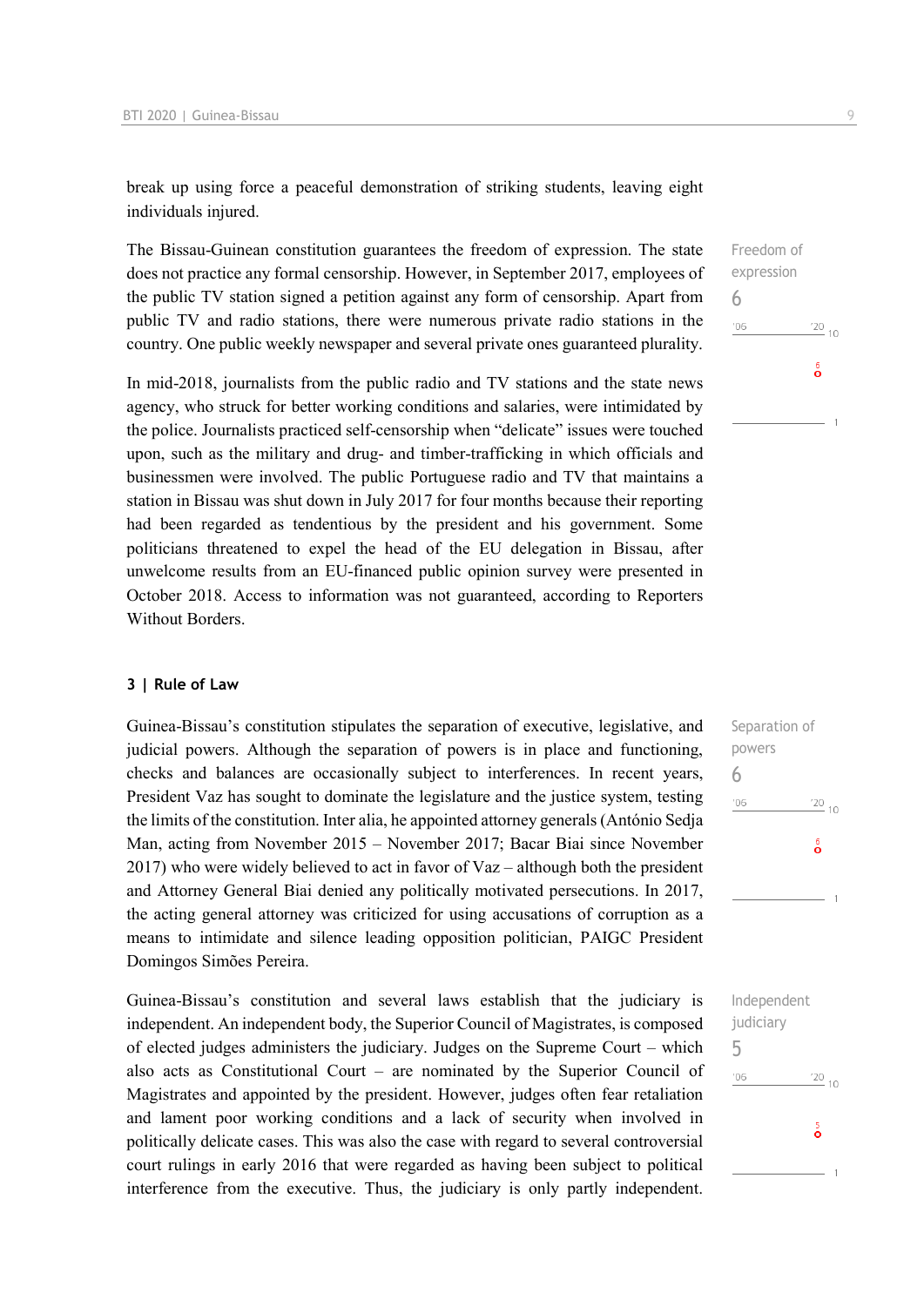break up using force a peaceful demonstration of striking students, leaving eight individuals injured.

The Bissau-Guinean constitution guarantees the freedom of expression. The state does not practice any formal censorship. However, in September 2017, employees of the public TV station signed a petition against any form of censorship. Apart from public TV and radio stations, there were numerous private radio stations in the country. One public weekly newspaper and several private ones guaranteed plurality.

Freedom of expression
6

In mid-2018, journalists from the public radio and TV stations and the state news agency, who struck for better working conditions and salaries, were intimidated by the police. Journalists practiced self-censorship when “delicate” issues were touched upon, such as the military and drug- and timber-trafficking in which officials and businessmen were involved. The public Portuguese radio and TV that maintains a station in Bissau was shut down in July 2017 for four months because their reporting had been regarded as tendentious by the president and his government. Some politicians threatened to expel the head of the EU delegation in Bissau, after unwelcome results from an EU-financed public opinion survey were presented in October 2018. Access to information was not guaranteed, according to Reporters Without Borders.

## 3 | Rule of Law

Guinea-Bissau’s constitution stipulates the separation of executive, legislative, and judicial powers. Although the separation of powers is in place and functioning, checks and balances are occasionally subject to interferences. In recent years, President Vaz has sought to dominate the legislature and the justice system, testing the limits of the constitution. Inter alia, he appointed attorney generals (António Sedja Man, acting from November 2015 – November 2017; Bacar Biai since November 2017) who were widely believed to act in favor of Vaz – although both the president and Attorney General Biai denied any politically motivated persecutions. In 2017, the acting general attorney was criticized for using accusations of corruption as a means to intimidate and silence leading opposition politician, PAIGC President Domingos Simões Pereira.

Separation of powers
6

Guinea-Bissau’s constitution and several laws establish that the judiciary is independent. An independent body, the Superior Council of Magistrates, is composed of elected judges administers the judiciary. Judges on the Supreme Court – which also acts as Constitutional Court – are nominated by the Superior Council of Magistrates and appointed by the president. However, judges often fear retaliation and lament poor working conditions and a lack of security when involved in politically delicate cases. This was also the case with regard to several controversial court rulings in early 2016 that were regarded as having been subject to political interference from the executive. Thus, the judiciary is only partly independent.

Independent judiciary
5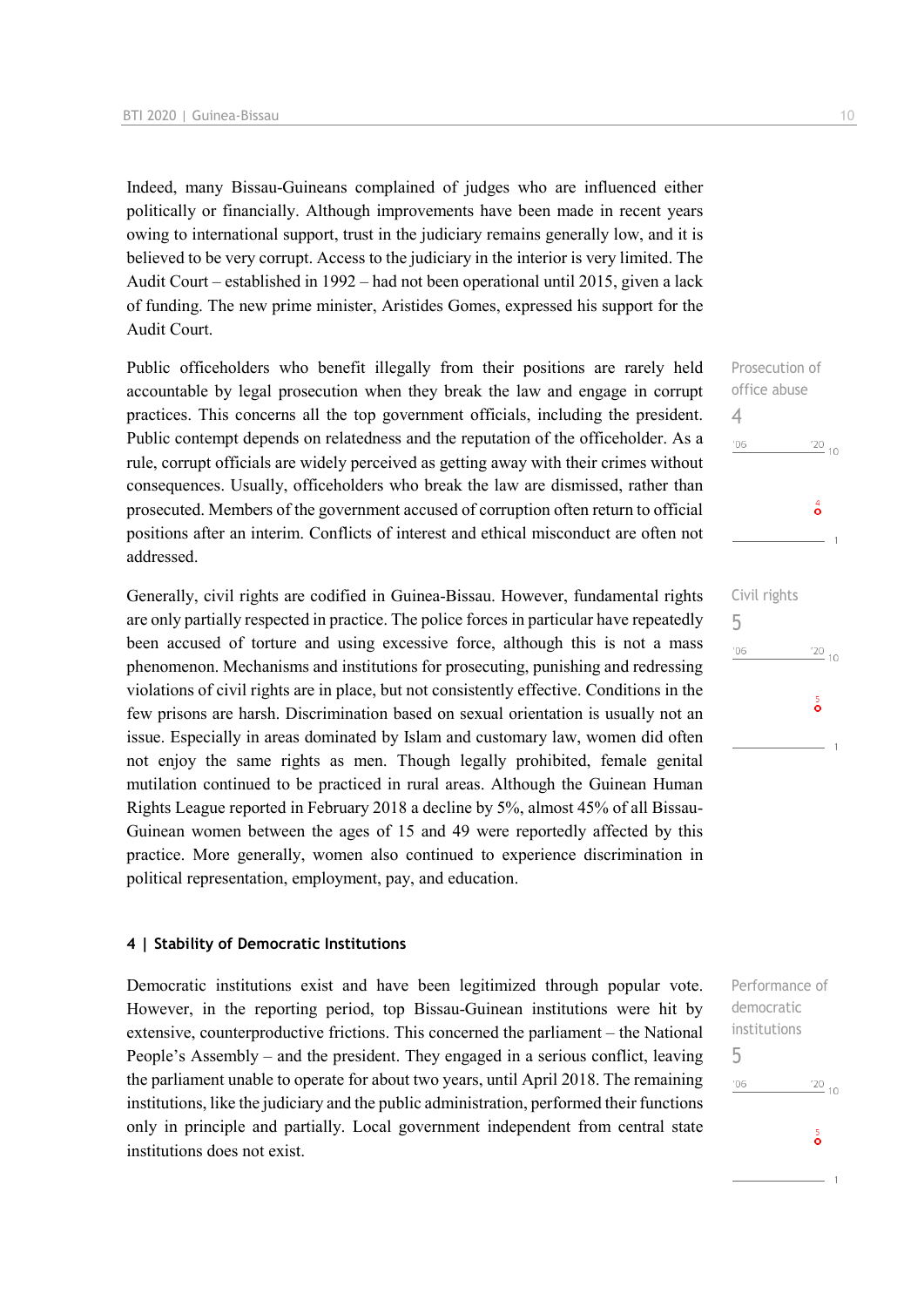Indeed, many Bissau-Guineans complained of judges who are influenced either politically or financially. Although improvements have been made in recent years owing to international support, trust in the judiciary remains generally low, and it is believed to be very corrupt. Access to the judiciary in the interior is very limited. The Audit Court – established in 1992 – had not been operational until 2015, given a lack of funding. The new prime minister, Aristides Gomes, expressed his support for the Audit Court.

Prosecution of office abuse
4

Public officeholders who benefit illegally from their positions are rarely held accountable by legal prosecution when they break the law and engage in corrupt practices. This concerns all the top government officials, including the president. Public contempt depends on relatedness and the reputation of the officeholder. As a rule, corrupt officials are widely perceived as getting away with their crimes without consequences. Usually, officeholders who break the law are dismissed, rather than prosecuted. Members of the government accused of corruption often return to official positions after an interim. Conflicts of interest and ethical misconduct are often not addressed.

Civil rights
5

Generally, civil rights are codified in Guinea-Bissau. However, fundamental rights are only partially respected in practice. The police forces in particular have repeatedly been accused of torture and using excessive force, although this is not a mass phenomenon. Mechanisms and institutions for prosecuting, punishing and redressing violations of civil rights are in place, but not consistently effective. Conditions in the few prisons are harsh. Discrimination based on sexual orientation is usually not an issue. Especially in areas dominated by Islam and customary law, women did often not enjoy the same rights as men. Though legally prohibited, female genital mutilation continued to be practiced in rural areas. Although the Guinean Human Rights League reported in February 2018 a decline by 5%, almost 45% of all Bissau-Guinean women between the ages of 15 and 49 were reportedly affected by this practice. More generally, women also continued to experience discrimination in political representation, employment, pay, and education.

## 4 | Stability of Democratic Institutions

Performance of democratic institutions
5

Democratic institutions exist and have been legitimized through popular vote. However, in the reporting period, top Bissau-Guinean institutions were hit by extensive, counterproductive frictions. This concerned the parliament – the National People's Assembly – and the president. They engaged in a serious conflict, leaving the parliament unable to operate for about two years, until April 2018. The remaining institutions, like the judiciary and the public administration, performed their functions only in principle and partially. Local government independent from central state institutions does not exist.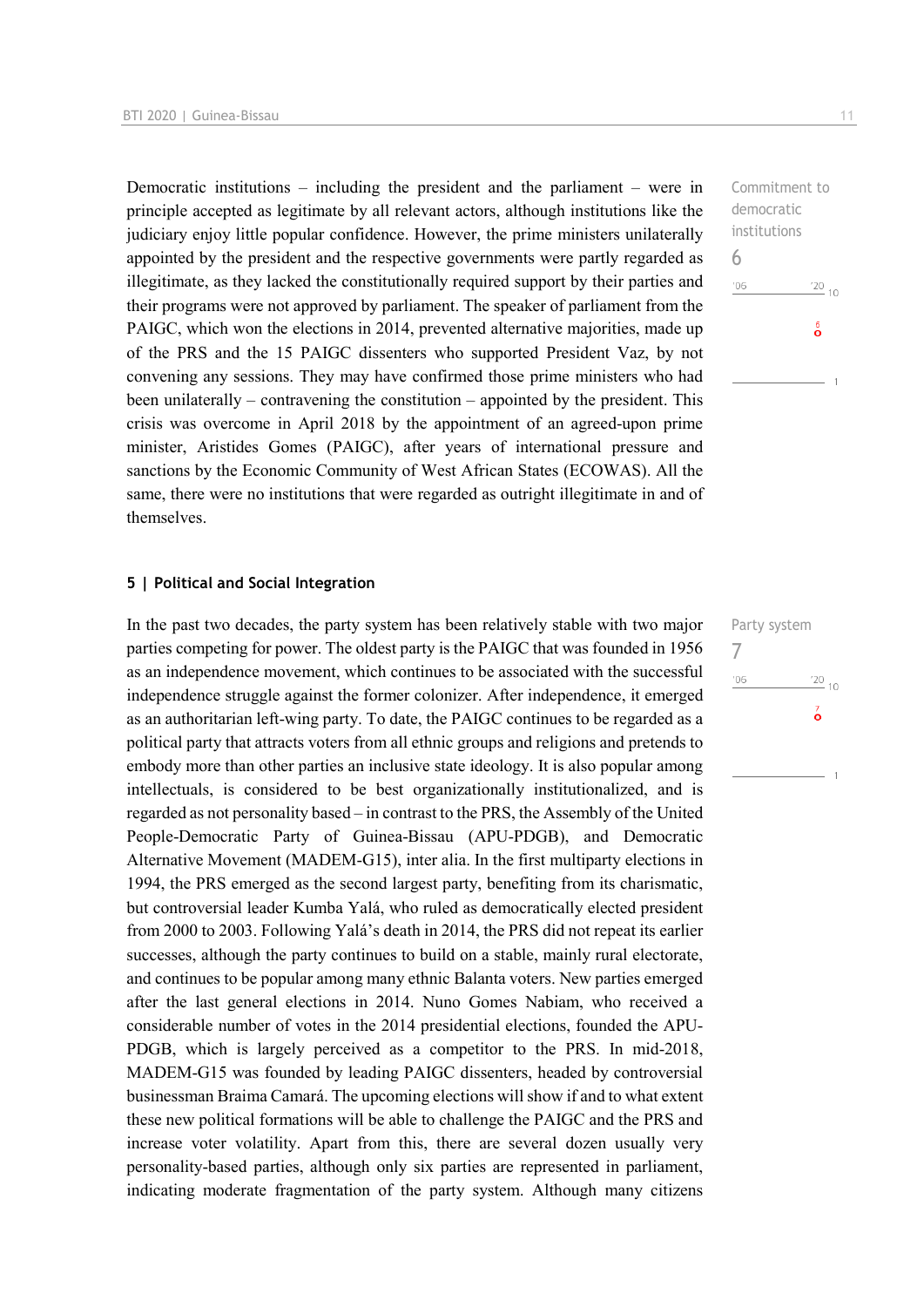Democratic institutions – including the president and the parliament – were in principle accepted as legitimate by all relevant actors, although institutions like the judiciary enjoy little popular confidence. However, the prime ministers unilaterally appointed by the president and the respective governments were partly regarded as illegitimate, as they lacked the constitutionally required support by their parties and their programs were not approved by parliament. The speaker of parliament from the PAIGC, which won the elections in 2014, prevented alternative majorities, made up of the PRS and the 15 PAIGC dissenters who supported President Vaz, by not convening any sessions. They may have confirmed those prime ministers who had been unilaterally – contravening the constitution – appointed by the president. This crisis was overcome in April 2018 by the appointment of an agreed-upon prime minister, Aristides Gomes (PAIGC), after years of international pressure and sanctions by the Economic Community of West African States (ECOWAS). All the same, there were no institutions that were regarded as outright illegitimate in and of themselves.

Commitment to democratic institutions
6

## 5 | Political and Social Integration

In the past two decades, the party system has been relatively stable with two major parties competing for power. The oldest party is the PAIGC that was founded in 1956 as an independence movement, which continues to be associated with the successful independence struggle against the former colonizer. After independence, it emerged as an authoritarian left-wing party. To date, the PAIGC continues to be regarded as a political party that attracts voters from all ethnic groups and religions and pretends to embody more than other parties an inclusive state ideology. It is also popular among intellectuals, is considered to be best organizationally institutionalized, and is regarded as not personality based – in contrast to the PRS, the Assembly of the United People-Democratic Party of Guinea-Bissau (APU-PDGB), and Democratic Alternative Movement (MADEM-G15), inter alia. In the first multiparty elections in 1994, the PRS emerged as the second largest party, benefiting from its charismatic, but controversial leader Kumba Yalá, who ruled as democratically elected president from 2000 to 2003. Following Yalá's death in 2014, the PRS did not repeat its earlier successes, although the party continues to build on a stable, mainly rural electorate, and continues to be popular among many ethnic Balanta voters. New parties emerged after the last general elections in 2014. Nuno Gomes Nabiam, who received a considerable number of votes in the 2014 presidential elections, founded the APU-PDGB, which is largely perceived as a competitor to the PRS. In mid-2018, MADEM-G15 was founded by leading PAIGC dissenters, headed by controversial businessman Braima Camará. The upcoming elections will show if and to what extent these new political formations will be able to challenge the PAIGC and the PRS and increase voter volatility. Apart from this, there are several dozen usually very personality-based parties, although only six parties are represented in parliament, indicating moderate fragmentation of the party system. Although many citizens

Party system
7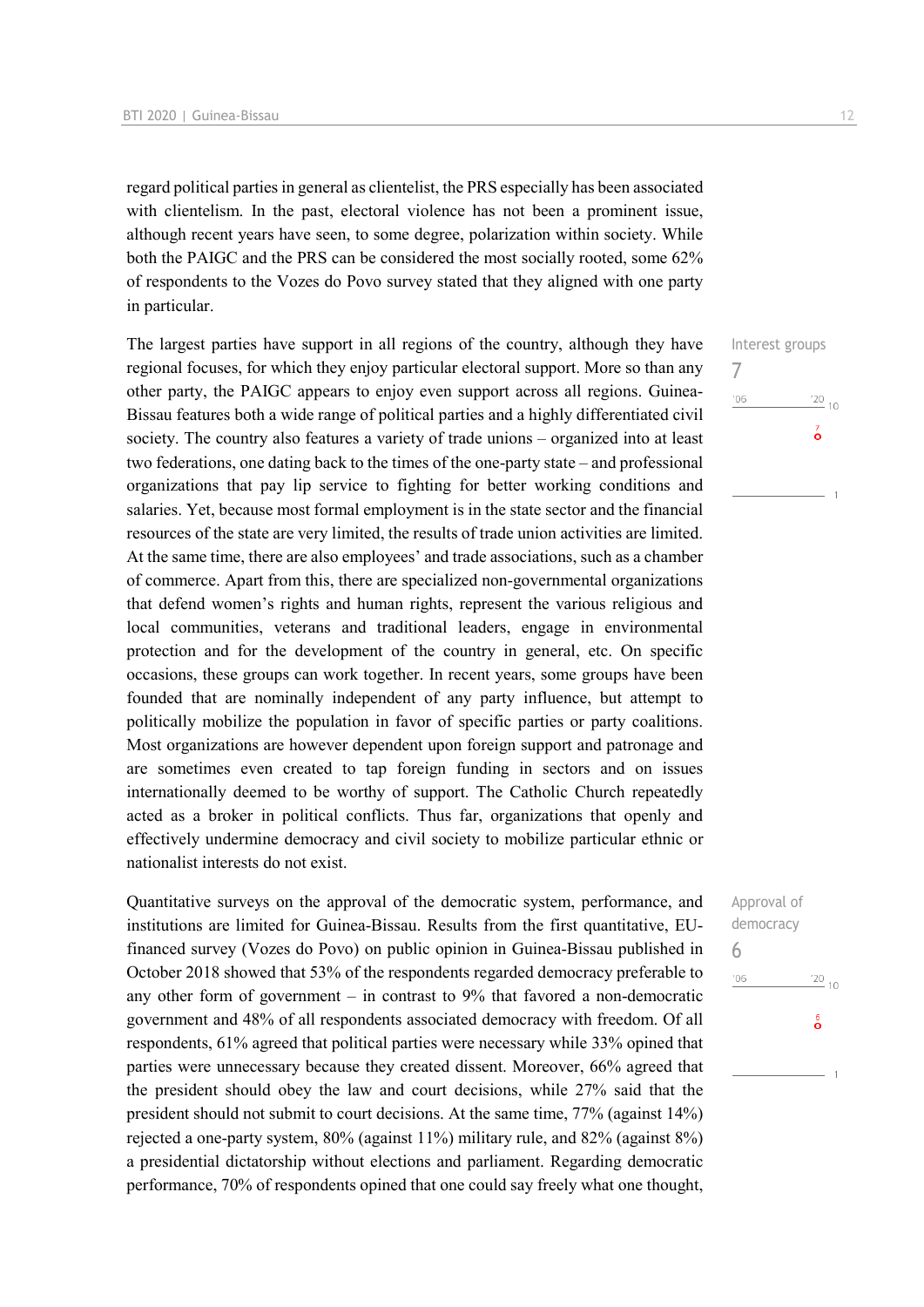regard political parties in general as clientelist, the PRS especially has been associated with clientelism. In the past, electoral violence has not been a prominent issue, although recent years have seen, to some degree, polarization within society. While both the PAIGC and the PRS can be considered the most socially rooted, some 62% of respondents to the Vozes do Povo survey stated that they aligned with one party in particular.

Interest groups
7

The largest parties have support in all regions of the country, although they have regional focuses, for which they enjoy particular electoral support. More so than any other party, the PAIGC appears to enjoy even support across all regions. Guinea-Bissau features both a wide range of political parties and a highly differentiated civil society. The country also features a variety of trade unions – organized into at least two federations, one dating back to the times of the one-party state – and professional organizations that pay lip service to fighting for better working conditions and salaries. Yet, because most formal employment is in the state sector and the financial resources of the state are very limited, the results of trade union activities are limited. At the same time, there are also employees' and trade associations, such as a chamber of commerce. Apart from this, there are specialized non-governmental organizations that defend women's rights and human rights, represent the various religious and local communities, veterans and traditional leaders, engage in environmental protection and for the development of the country in general, etc. On specific occasions, these groups can work together. In recent years, some groups have been founded that are nominally independent of any party influence, but attempt to politically mobilize the population in favor of specific parties or party coalitions. Most organizations are however dependent upon foreign support and patronage and are sometimes even created to tap foreign funding in sectors and on issues internationally deemed to be worthy of support. The Catholic Church repeatedly acted as a broker in political conflicts. Thus far, organizations that openly and effectively undermine democracy and civil society to mobilize particular ethnic or nationalist interests do not exist.

Approval of democracy
6

Quantitative surveys on the approval of the democratic system, performance, and institutions are limited for Guinea-Bissau. Results from the first quantitative, EU-financed survey (Vozes do Povo) on public opinion in Guinea-Bissau published in October 2018 showed that 53% of the respondents regarded democracy preferable to any other form of government – in contrast to 9% that favored a non-democratic government and 48% of all respondents associated democracy with freedom. Of all respondents, 61% agreed that political parties were necessary while 33% opined that parties were unnecessary because they created dissent. Moreover, 66% agreed that the president should obey the law and court decisions, while 27% said that the president should not submit to court decisions. At the same time, 77% (against 14%) rejected a one-party system, 80% (against 11%) military rule, and 82% (against 8%) a presidential dictatorship without elections and parliament. Regarding democratic performance, 70% of respondents opined that one could say freely what one thought,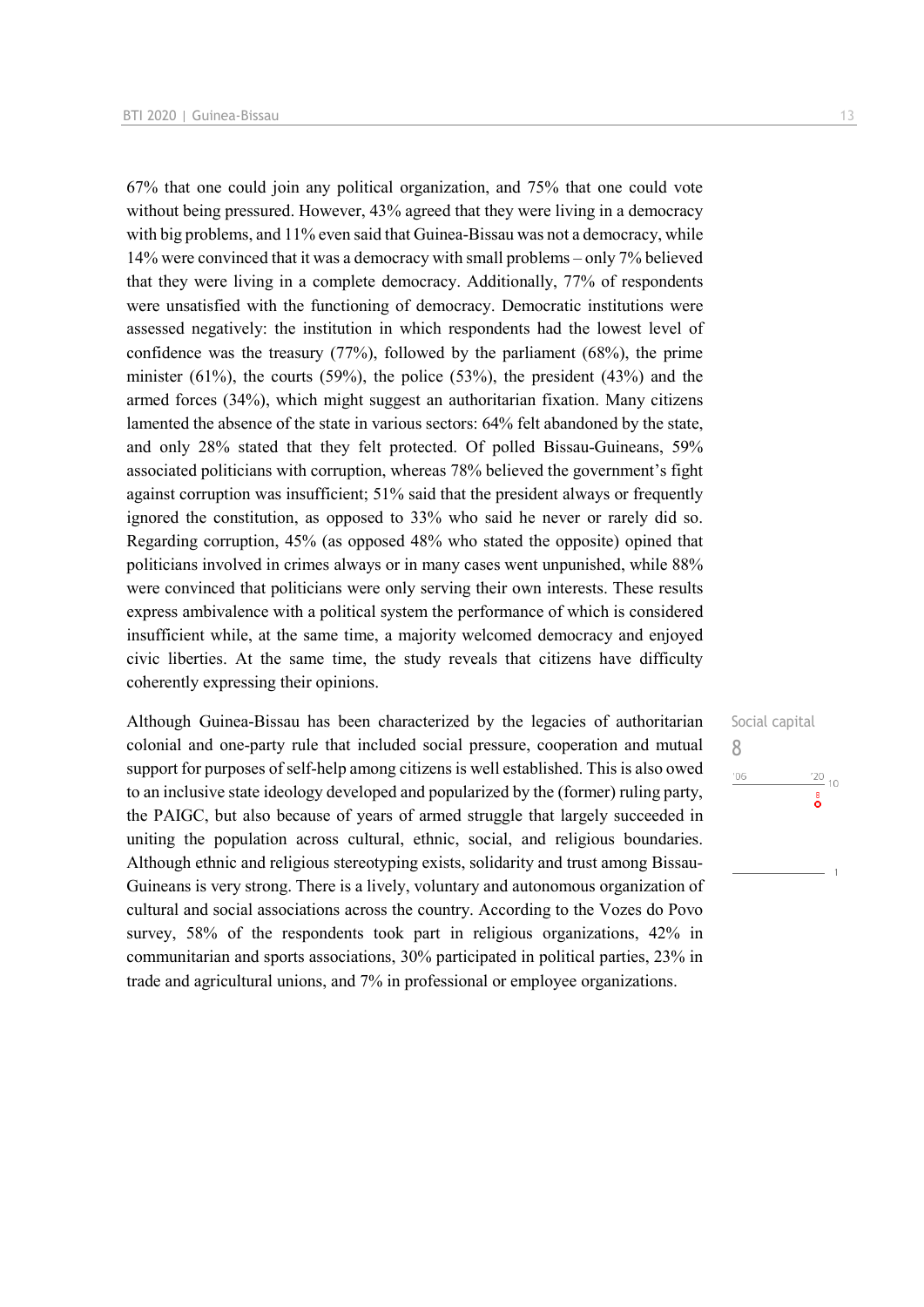67% that one could join any political organization, and 75% that one could vote without being pressured. However, 43% agreed that they were living in a democracy with big problems, and 11% even said that Guinea-Bissau was not a democracy, while 14% were convinced that it was a democracy with small problems – only 7% believed that they were living in a complete democracy. Additionally, 77% of respondents were unsatisfied with the functioning of democracy. Democratic institutions were assessed negatively: the institution in which respondents had the lowest level of confidence was the treasury (77%), followed by the parliament (68%), the prime minister (61%), the courts (59%), the police (53%), the president (43%) and the armed forces (34%), which might suggest an authoritarian fixation. Many citizens lamented the absence of the state in various sectors: 64% felt abandoned by the state, and only 28% stated that they felt protected. Of polled Bissau-Guineans, 59% associated politicians with corruption, whereas 78% believed the government's fight against corruption was insufficient; 51% said that the president always or frequently ignored the constitution, as opposed to 33% who said he never or rarely did so. Regarding corruption, 45% (as opposed 48% who stated the opposite) opined that politicians involved in crimes always or in many cases went unpunished, while 88% were convinced that politicians were only serving their own interests. These results express ambivalence with a political system the performance of which is considered insufficient while, at the same time, a majority welcomed democracy and enjoyed civic liberties. At the same time, the study reveals that citizens have difficulty coherently expressing their opinions.

Social capital
8

Although Guinea-Bissau has been characterized by the legacies of authoritarian colonial and one-party rule that included social pressure, cooperation and mutual support for purposes of self-help among citizens is well established. This is also owed to an inclusive state ideology developed and popularized by the (former) ruling party, the PAIGC, but also because of years of armed struggle that largely succeeded in uniting the population across cultural, ethnic, social, and religious boundaries. Although ethnic and religious stereotyping exists, solidarity and trust among Bissau-Guineans is very strong. There is a lively, voluntary and autonomous organization of cultural and social associations across the country. According to the Vozes do Povo survey, 58% of the respondents took part in religious organizations, 42% in communitarian and sports associations, 30% participated in political parties, 23% in trade and agricultural unions, and 7% in professional or employee organizations.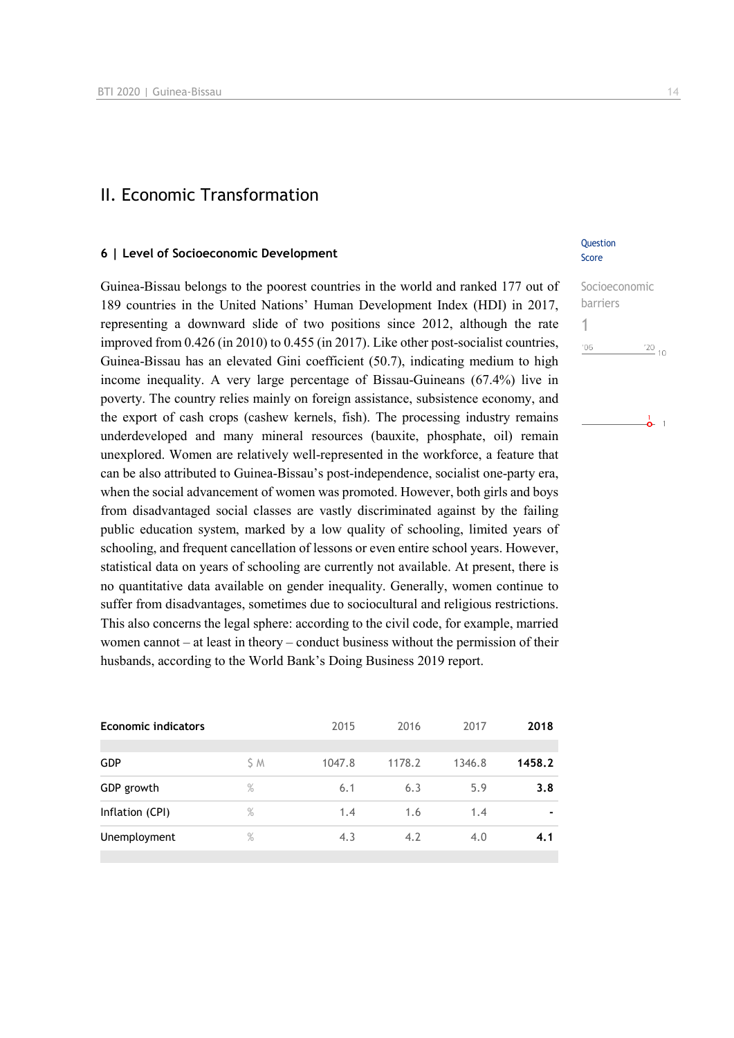## II. Economic Transformation

### 6 | Level of Socioeconomic Development

Question Score

Socioeconomic barriers

1

Guinea-Bissau belongs to the poorest countries in the world and ranked 177 out of 189 countries in the United Nations' Human Development Index (HDI) in 2017, representing a downward slide of two positions since 2012, although the rate improved from 0.426 (in 2010) to 0.455 (in 2017). Like other post-socialist countries, Guinea-Bissau has an elevated Gini coefficient (50.7), indicating medium to high income inequality. A very large percentage of Bissau-Guineans (67.4%) live in poverty. The country relies mainly on foreign assistance, subsistence economy, and the export of cash crops (cashew kernels, fish). The processing industry remains underdeveloped and many mineral resources (bauxite, phosphate, oil) remain unexplored. Women are relatively well-represented in the workforce, a feature that can be also attributed to Guinea-Bissau's post-independence, socialist one-party era, when the social advancement of women was promoted. However, both girls and boys from disadvantaged social classes are vastly discriminated against by the failing public education system, marked by a low quality of schooling, limited years of schooling, and frequent cancellation of lessons or even entire school years. However, statistical data on years of schooling are currently not available. At present, there is no quantitative data available on gender inequality. Generally, women continue to suffer from disadvantages, sometimes due to sociocultural and religious restrictions. This also concerns the legal sphere: according to the civil code, for example, married women cannot – at least in theory – conduct business without the permission of their husbands, according to the World Bank's Doing Business 2019 report.

| Economic indicators | | 2015 | 2016 | 2017 | **2018** |
|---|---|---|---|---|---|
| GDP | $ M | 1047.8 | 1178.2 | 1346.8 | **1458.2** |
| GDP growth | % | 6.1 | 6.3 | 5.9 | **3.8** |
| Inflation (CPI) | % | 1.4 | 1.6 | 1.4 | **-** |
| Unemployment | % | 4.3 | 4.2 | 4.0 | **4.1** |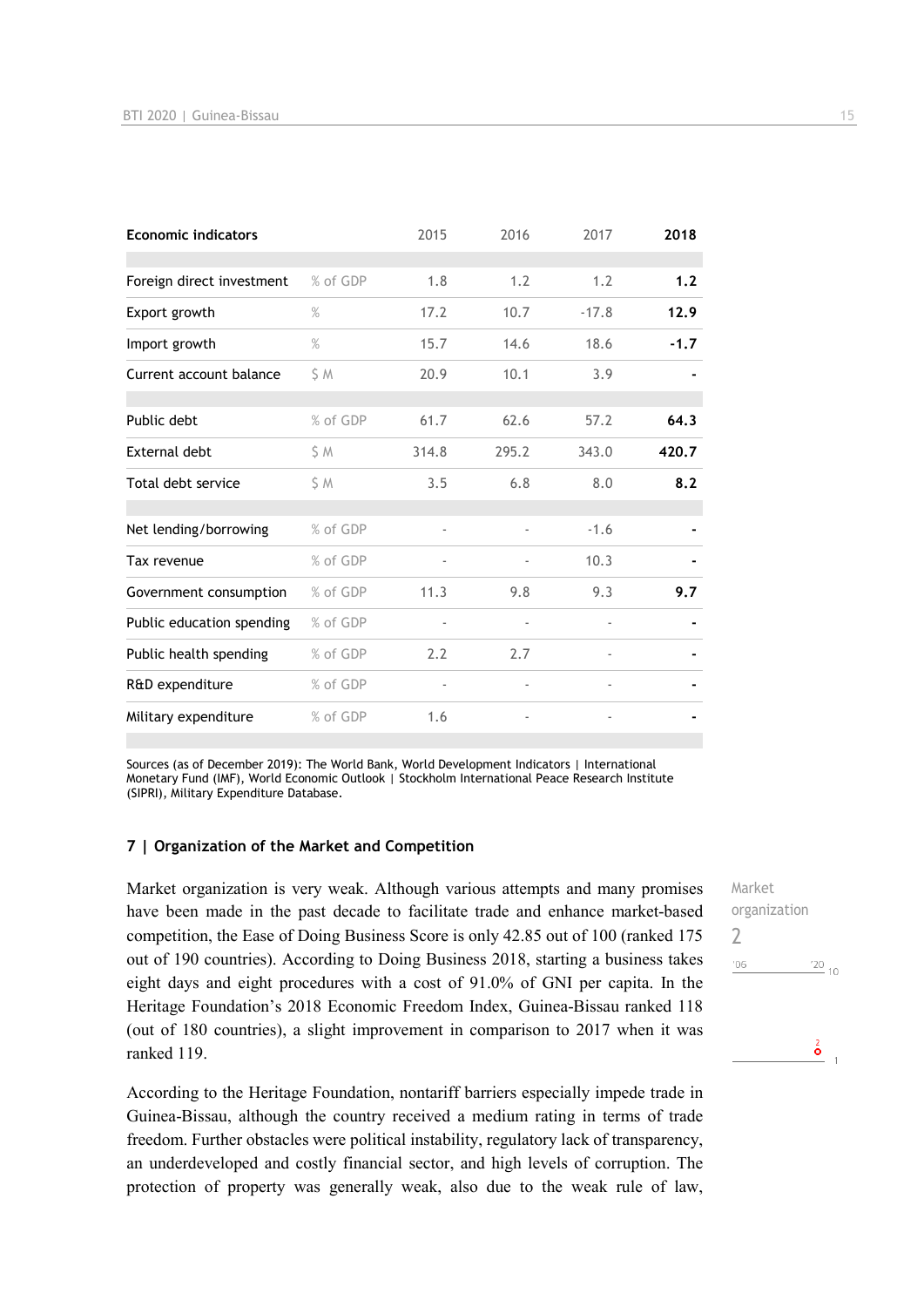| Economic indicators | | 2015 | 2016 | 2017 | 2018 |
|---|---|---|---|---|---|
| Foreign direct investment | % of GDP | 1.8 | 1.2 | 1.2 | **1.2** |
| Export growth | % | 17.2 | 10.7 | -17.8 | **12.9** |
| Import growth | % | 15.7 | 14.6 | 18.6 | **-1.7** |
| Current account balance | $ M | 20.9 | 10.1 | 3.9 | **-** |
| Public debt | % of GDP | 61.7 | 62.6 | 57.2 | **64.3** |
| External debt | $ M | 314.8 | 295.2 | 343.0 | **420.7** |
| Total debt service | $ M | 3.5 | 6.8 | 8.0 | **8.2** |
| Net lending/borrowing | % of GDP | - | - | -1.6 | **-** |
| Tax revenue | % of GDP | - | - | 10.3 | **-** |
| Government consumption | % of GDP | 11.3 | 9.8 | 9.3 | **9.7** |
| Public education spending | % of GDP | - | - | - | **-** |
| Public health spending | % of GDP | 2.2 | 2.7 | - | **-** |
| R&D expenditure | % of GDP | - | - | - | **-** |
| Military expenditure | % of GDP | 1.6 | - | - | **-** |

Sources (as of December 2019): The World Bank, World Development Indicators | International Monetary Fund (IMF), World Economic Outlook | Stockholm International Peace Research Institute (SIPRI), Military Expenditure Database.

## 7 | Organization of the Market and Competition

Market organization
2

Market organization is very weak. Although various attempts and many promises have been made in the past decade to facilitate trade and enhance market-based competition, the Ease of Doing Business Score is only 42.85 out of 100 (ranked 175 out of 190 countries). According to Doing Business 2018, starting a business takes eight days and eight procedures with a cost of 91.0% of GNI per capita. In the Heritage Foundation's 2018 Economic Freedom Index, Guinea-Bissau ranked 118 (out of 180 countries), a slight improvement in comparison to 2017 when it was ranked 119.

According to the Heritage Foundation, nontariff barriers especially impede trade in Guinea-Bissau, although the country received a medium rating in terms of trade freedom. Further obstacles were political instability, regulatory lack of transparency, an underdeveloped and costly financial sector, and high levels of corruption. The protection of property was generally weak, also due to the weak rule of law,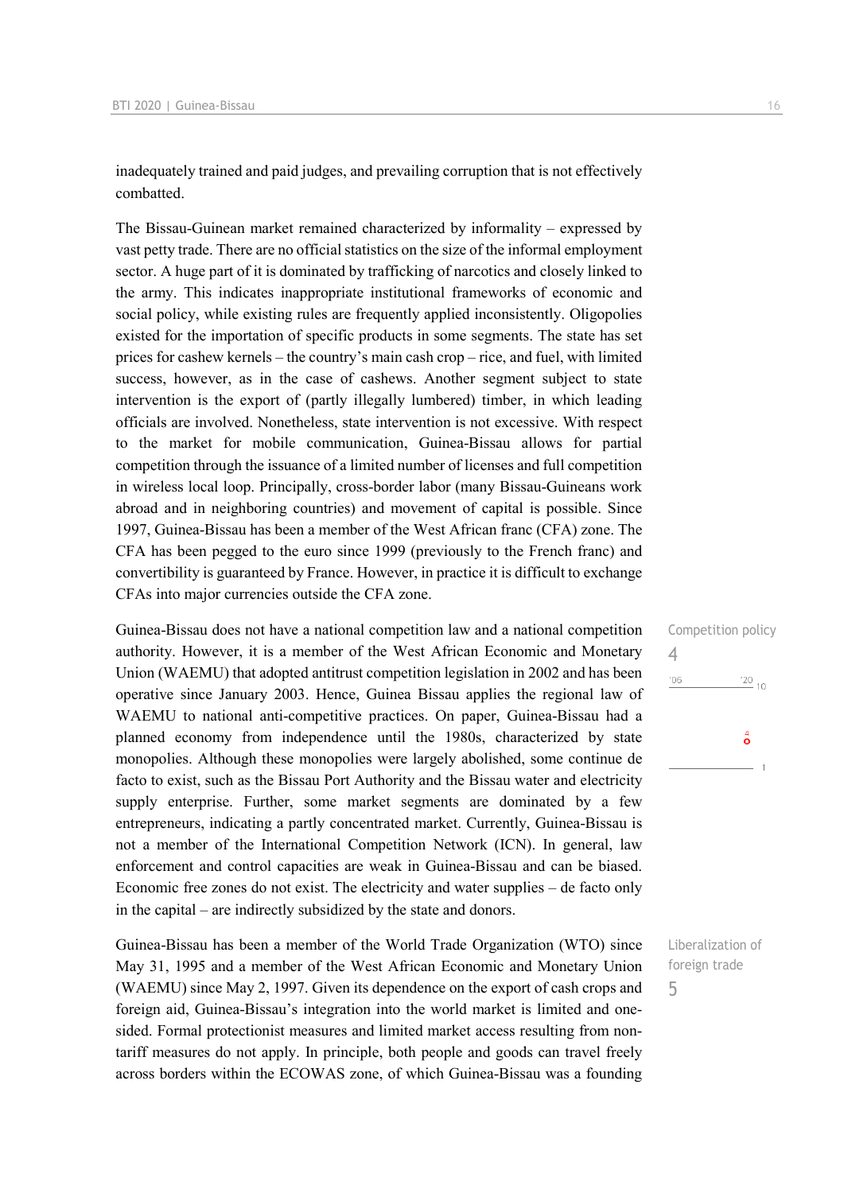inadequately trained and paid judges, and prevailing corruption that is not effectively combatted.

The Bissau-Guinean market remained characterized by informality – expressed by vast petty trade. There are no official statistics on the size of the informal employment sector. A huge part of it is dominated by trafficking of narcotics and closely linked to the army. This indicates inappropriate institutional frameworks of economic and social policy, while existing rules are frequently applied inconsistently. Oligopolies existed for the importation of specific products in some segments. The state has set prices for cashew kernels – the country's main cash crop – rice, and fuel, with limited success, however, as in the case of cashews. Another segment subject to state intervention is the export of (partly illegally lumbered) timber, in which leading officials are involved. Nonetheless, state intervention is not excessive. With respect to the market for mobile communication, Guinea-Bissau allows for partial competition through the issuance of a limited number of licenses and full competition in wireless local loop. Principally, cross-border labor (many Bissau-Guineans work abroad and in neighboring countries) and movement of capital is possible. Since 1997, Guinea-Bissau has been a member of the West African franc (CFA) zone. The CFA has been pegged to the euro since 1999 (previously to the French franc) and convertibility is guaranteed by France. However, in practice it is difficult to exchange CFAs into major currencies outside the CFA zone.

Competition policy
4

Guinea-Bissau does not have a national competition law and a national competition authority. However, it is a member of the West African Economic and Monetary Union (WAEMU) that adopted antitrust competition legislation in 2002 and has been operative since January 2003. Hence, Guinea Bissau applies the regional law of WAEMU to national anti-competitive practices. On paper, Guinea-Bissau had a planned economy from independence until the 1980s, characterized by state monopolies. Although these monopolies were largely abolished, some continue de facto to exist, such as the Bissau Port Authority and the Bissau water and electricity supply enterprise. Further, some market segments are dominated by a few entrepreneurs, indicating a partly concentrated market. Currently, Guinea-Bissau is not a member of the International Competition Network (ICN). In general, law enforcement and control capacities are weak in Guinea-Bissau and can be biased. Economic free zones do not exist. The electricity and water supplies – de facto only in the capital – are indirectly subsidized by the state and donors.

Liberalization of foreign trade
5

Guinea-Bissau has been a member of the World Trade Organization (WTO) since May 31, 1995 and a member of the West African Economic and Monetary Union (WAEMU) since May 2, 1997. Given its dependence on the export of cash crops and foreign aid, Guinea-Bissau's integration into the world market is limited and one-sided. Formal protectionist measures and limited market access resulting from non-tariff measures do not apply. In principle, both people and goods can travel freely across borders within the ECOWAS zone, of which Guinea-Bissau was a founding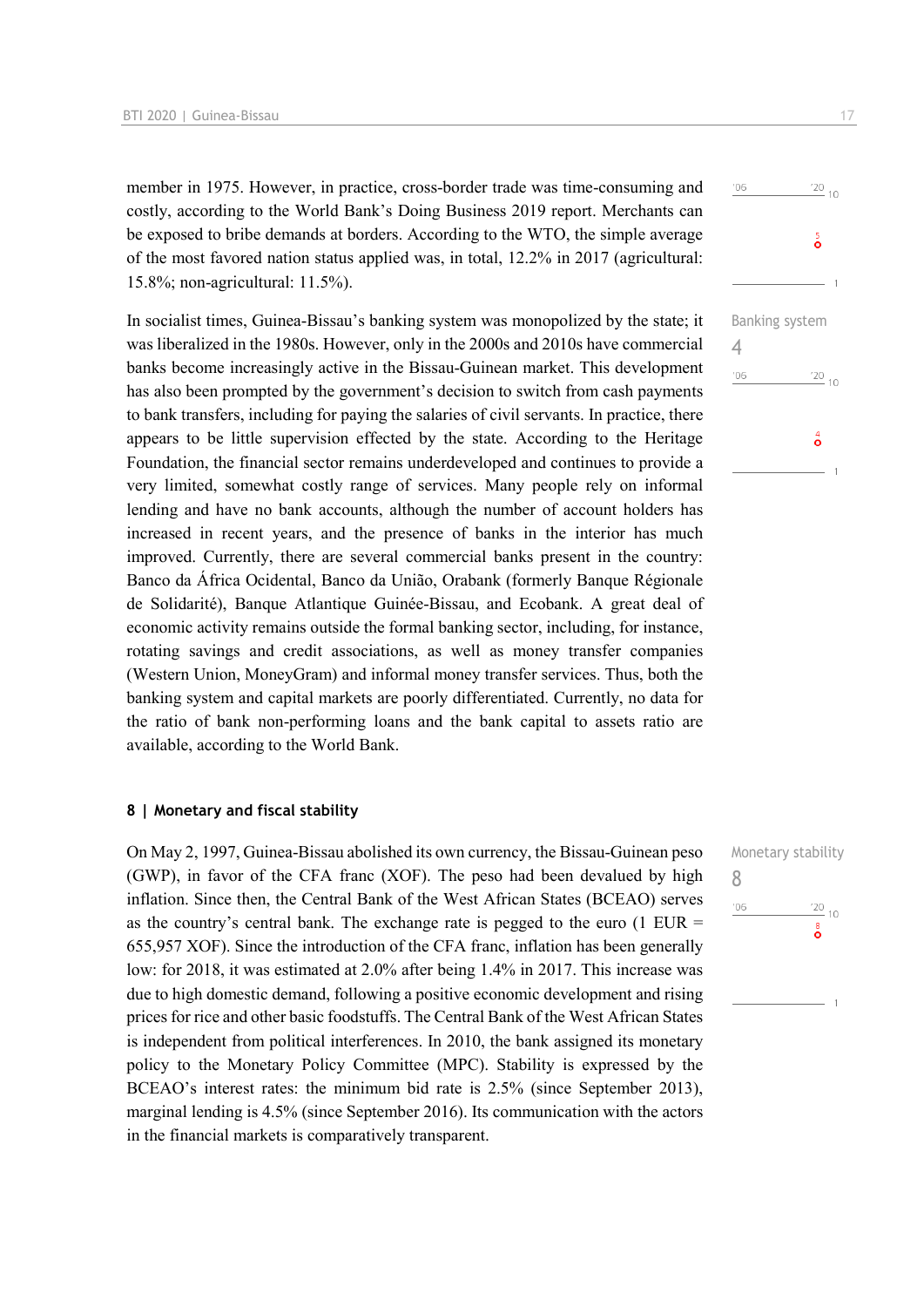member in 1975. However, in practice, cross-border trade was time-consuming and costly, according to the World Bank's Doing Business 2019 report. Merchants can be exposed to bribe demands at borders. According to the WTO, the simple average of the most favored nation status applied was, in total, 12.2% in 2017 (agricultural: 15.8%; non-agricultural: 11.5%).

In socialist times, Guinea-Bissau's banking system was monopolized by the state; it was liberalized in the 1980s. However, only in the 2000s and 2010s have commercial banks become increasingly active in the Bissau-Guinean market. This development has also been prompted by the government's decision to switch from cash payments to bank transfers, including for paying the salaries of civil servants. In practice, there appears to be little supervision effected by the state. According to the Heritage Foundation, the financial sector remains underdeveloped and continues to provide a very limited, somewhat costly range of services. Many people rely on informal lending and have no bank accounts, although the number of account holders has increased in recent years, and the presence of banks in the interior has much improved. Currently, there are several commercial banks present in the country: Banco da África Ocidental, Banco da União, Orabank (formerly Banque Régionale de Solidarité), Banque Atlantique Guinée-Bissau, and Ecobank. A great deal of economic activity remains outside the formal banking sector, including, for instance, rotating savings and credit associations, as well as money transfer companies (Western Union, MoneyGram) and informal money transfer services. Thus, both the banking system and capital markets are poorly differentiated. Currently, no data for the ratio of bank non-performing loans and the bank capital to assets ratio are available, according to the World Bank.

Banking system
4

## 8 | Monetary and fiscal stability

On May 2, 1997, Guinea-Bissau abolished its own currency, the Bissau-Guinean peso (GWP), in favor of the CFA franc (XOF). The peso had been devalued by high inflation. Since then, the Central Bank of the West African States (BCEAO) serves as the country's central bank. The exchange rate is pegged to the euro (1 EUR = 655,957 XOF). Since the introduction of the CFA franc, inflation has been generally low: for 2018, it was estimated at 2.0% after being 1.4% in 2017. This increase was due to high domestic demand, following a positive economic development and rising prices for rice and other basic foodstuffs. The Central Bank of the West African States is independent from political interferences. In 2010, the bank assigned its monetary policy to the Monetary Policy Committee (MPC). Stability is expressed by the BCEAO's interest rates: the minimum bid rate is 2.5% (since September 2013), marginal lending is 4.5% (since September 2016). Its communication with the actors in the financial markets is comparatively transparent.

Monetary stability
8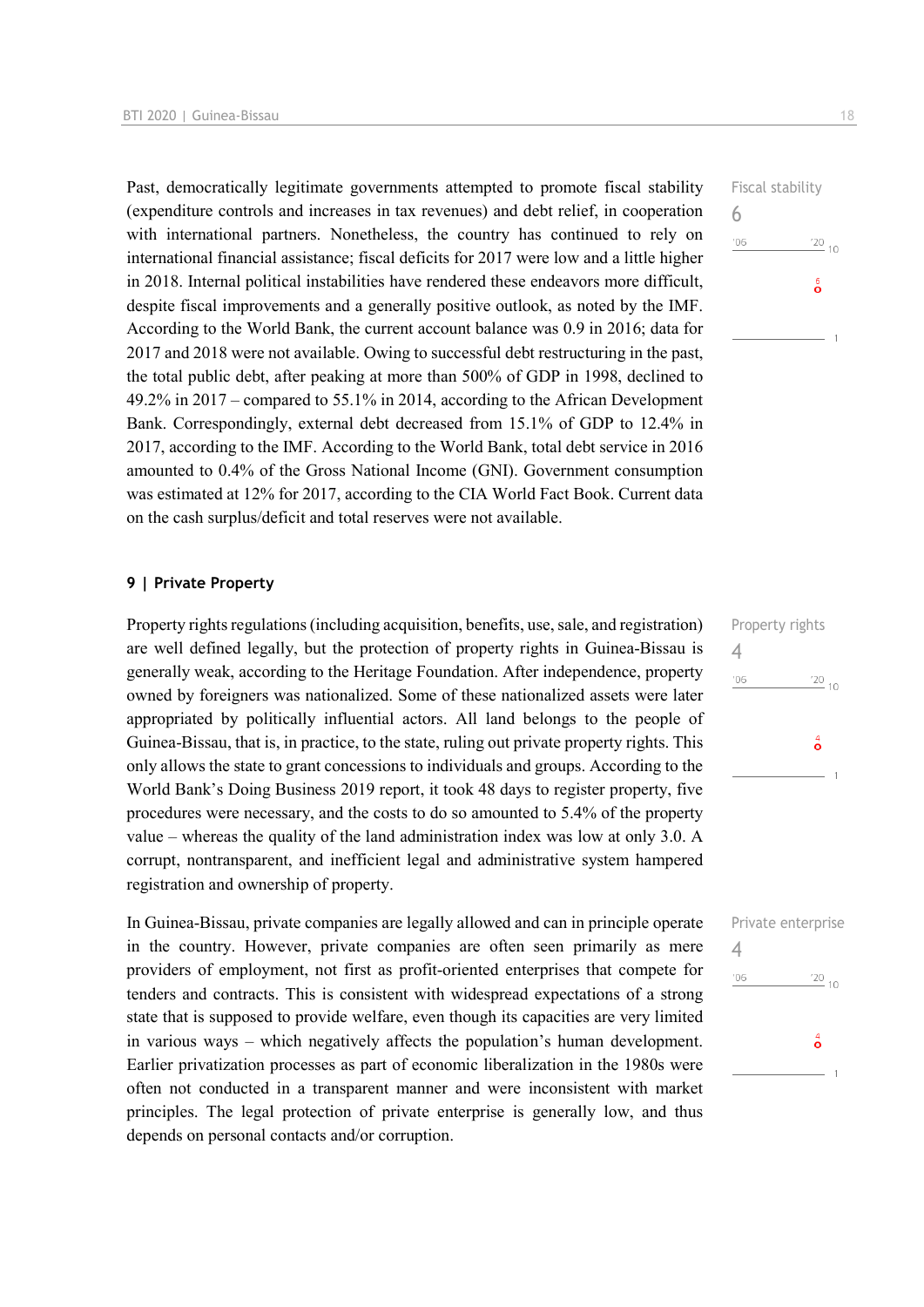Past, democratically legitimate governments attempted to promote fiscal stability (expenditure controls and increases in tax revenues) and debt relief, in cooperation with international partners. Nonetheless, the country has continued to rely on international financial assistance; fiscal deficits for 2017 were low and a little higher in 2018. Internal political instabilities have rendered these endeavors more difficult, despite fiscal improvements and a generally positive outlook, as noted by the IMF. According to the World Bank, the current account balance was 0.9 in 2016; data for 2017 and 2018 were not available. Owing to successful debt restructuring in the past, the total public debt, after peaking at more than 500% of GDP in 1998, declined to 49.2% in 2017 – compared to 55.1% in 2014, according to the African Development Bank. Correspondingly, external debt decreased from 15.1% of GDP to 12.4% in 2017, according to the IMF. According to the World Bank, total debt service in 2016 amounted to 0.4% of the Gross National Income (GNI). Government consumption was estimated at 12% for 2017, according to the CIA World Fact Book. Current data on the cash surplus/deficit and total reserves were not available.

Fiscal stability
6

## 9 | Private Property

Property rights regulations (including acquisition, benefits, use, sale, and registration) are well defined legally, but the protection of property rights in Guinea-Bissau is generally weak, according to the Heritage Foundation. After independence, property owned by foreigners was nationalized. Some of these nationalized assets were later appropriated by politically influential actors. All land belongs to the people of Guinea-Bissau, that is, in practice, to the state, ruling out private property rights. This only allows the state to grant concessions to individuals and groups. According to the World Bank's Doing Business 2019 report, it took 48 days to register property, five procedures were necessary, and the costs to do so amounted to 5.4% of the property value – whereas the quality of the land administration index was low at only 3.0. A corrupt, nontransparent, and inefficient legal and administrative system hampered registration and ownership of property.

Property rights
4

In Guinea-Bissau, private companies are legally allowed and can in principle operate in the country. However, private companies are often seen primarily as mere providers of employment, not first as profit-oriented enterprises that compete for tenders and contracts. This is consistent with widespread expectations of a strong state that is supposed to provide welfare, even though its capacities are very limited in various ways – which negatively affects the population's human development. Earlier privatization processes as part of economic liberalization in the 1980s were often not conducted in a transparent manner and were inconsistent with market principles. The legal protection of private enterprise is generally low, and thus depends on personal contacts and/or corruption.

Private enterprise
4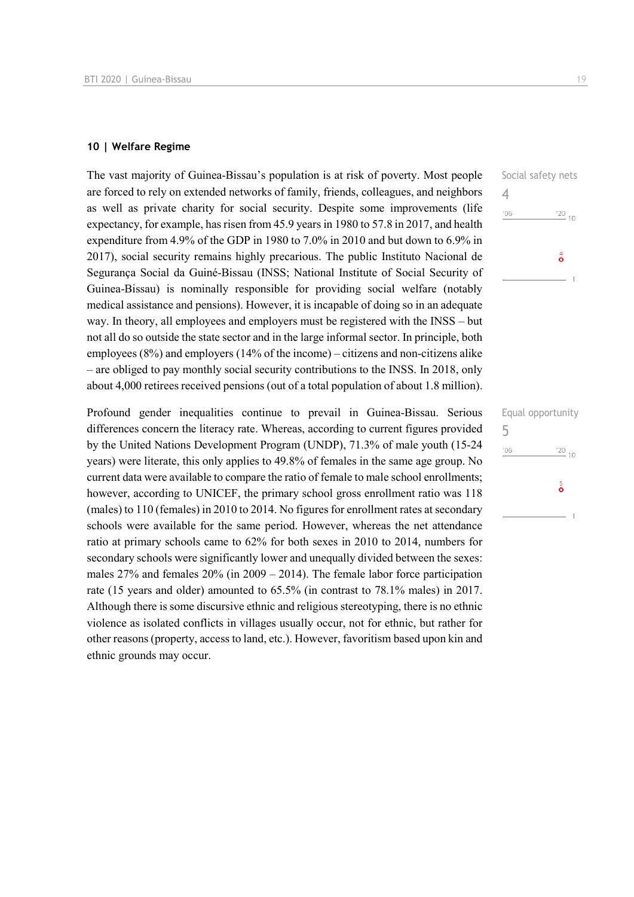### 10 | Welfare Regime

Social safety nets

4

The vast majority of Guinea-Bissau's population is at risk of poverty. Most people are forced to rely on extended networks of family, friends, colleagues, and neighbors as well as private charity for social security. Despite some improvements (life expectancy, for example, has risen from 45.9 years in 1980 to 57.8 in 2017, and health expenditure from 4.9% of the GDP in 1980 to 7.0% in 2010 and but down to 6.9% in 2017), social security remains highly precarious. The public Instituto Nacional de Segurança Social da Guiné-Bissau (INSS; National Institute of Social Security of Guinea-Bissau) is nominally responsible for providing social welfare (notably medical assistance and pensions). However, it is incapable of doing so in an adequate way. In theory, all employees and employers must be registered with the INSS – but not all do so outside the state sector and in the large informal sector. In principle, both employees (8%) and employers (14% of the income) – citizens and non-citizens alike – are obliged to pay monthly social security contributions to the INSS. In 2018, only about 4,000 retirees received pensions (out of a total population of about 1.8 million).

Equal opportunity

5

Profound gender inequalities continue to prevail in Guinea-Bissau. Serious differences concern the literacy rate. Whereas, according to current figures provided by the United Nations Development Program (UNDP), 71.3% of male youth (15-24 years) were literate, this only applies to 49.8% of females in the same age group. No current data were available to compare the ratio of female to male school enrollments; however, according to UNICEF, the primary school gross enrollment ratio was 118 (males) to 110 (females) in 2010 to 2014. No figures for enrollment rates at secondary schools were available for the same period. However, whereas the net attendance ratio at primary schools came to 62% for both sexes in 2010 to 2014, numbers for secondary schools were significantly lower and unequally divided between the sexes: males 27% and females 20% (in 2009 – 2014). The female labor force participation rate (15 years and older) amounted to 65.5% (in contrast to 78.1% males) in 2017. Although there is some discursive ethnic and religious stereotyping, there is no ethnic violence as isolated conflicts in villages usually occur, not for ethnic, but rather for other reasons (property, access to land, etc.). However, favoritism based upon kin and ethnic grounds may occur.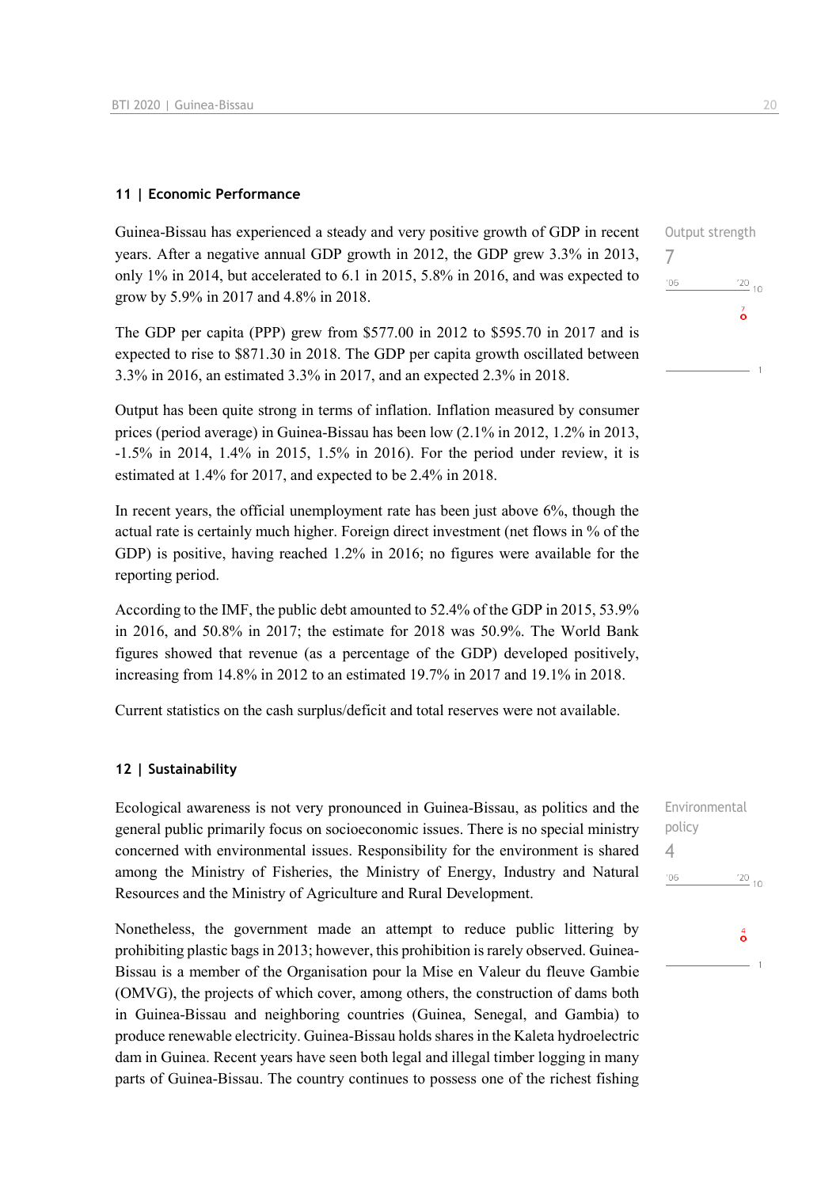## 11 | Economic Performance

Output strength
7

Guinea-Bissau has experienced a steady and very positive growth of GDP in recent years. After a negative annual GDP growth in 2012, the GDP grew 3.3% in 2013, only 1% in 2014, but accelerated to 6.1 in 2015, 5.8% in 2016, and was expected to grow by 5.9% in 2017 and 4.8% in 2018.

The GDP per capita (PPP) grew from $577.00 in 2012 to $595.70 in 2017 and is expected to rise to $871.30 in 2018. The GDP per capita growth oscillated between 3.3% in 2016, an estimated 3.3% in 2017, and an expected 2.3% in 2018.

Output has been quite strong in terms of inflation. Inflation measured by consumer prices (period average) in Guinea-Bissau has been low (2.1% in 2012, 1.2% in 2013, -1.5% in 2014, 1.4% in 2015, 1.5% in 2016). For the period under review, it is estimated at 1.4% for 2017, and expected to be 2.4% in 2018.

In recent years, the official unemployment rate has been just above 6%, though the actual rate is certainly much higher. Foreign direct investment (net flows in % of the GDP) is positive, having reached 1.2% in 2016; no figures were available for the reporting period.

According to the IMF, the public debt amounted to 52.4% of the GDP in 2015, 53.9% in 2016, and 50.8% in 2017; the estimate for 2018 was 50.9%. The World Bank figures showed that revenue (as a percentage of the GDP) developed positively, increasing from 14.8% in 2012 to an estimated 19.7% in 2017 and 19.1% in 2018.

Current statistics on the cash surplus/deficit and total reserves were not available.

## 12 | Sustainability

Environmental policy
4

Ecological awareness is not very pronounced in Guinea-Bissau, as politics and the general public primarily focus on socioeconomic issues. There is no special ministry concerned with environmental issues. Responsibility for the environment is shared among the Ministry of Fisheries, the Ministry of Energy, Industry and Natural Resources and the Ministry of Agriculture and Rural Development.

Nonetheless, the government made an attempt to reduce public littering by prohibiting plastic bags in 2013; however, this prohibition is rarely observed. Guinea-Bissau is a member of the Organisation pour la Mise en Valeur du fleuve Gambie (OMVG), the projects of which cover, among others, the construction of dams both in Guinea-Bissau and neighboring countries (Guinea, Senegal, and Gambia) to produce renewable electricity. Guinea-Bissau holds shares in the Kaleta hydroelectric dam in Guinea. Recent years have seen both legal and illegal timber logging in many parts of Guinea-Bissau. The country continues to possess one of the richest fishing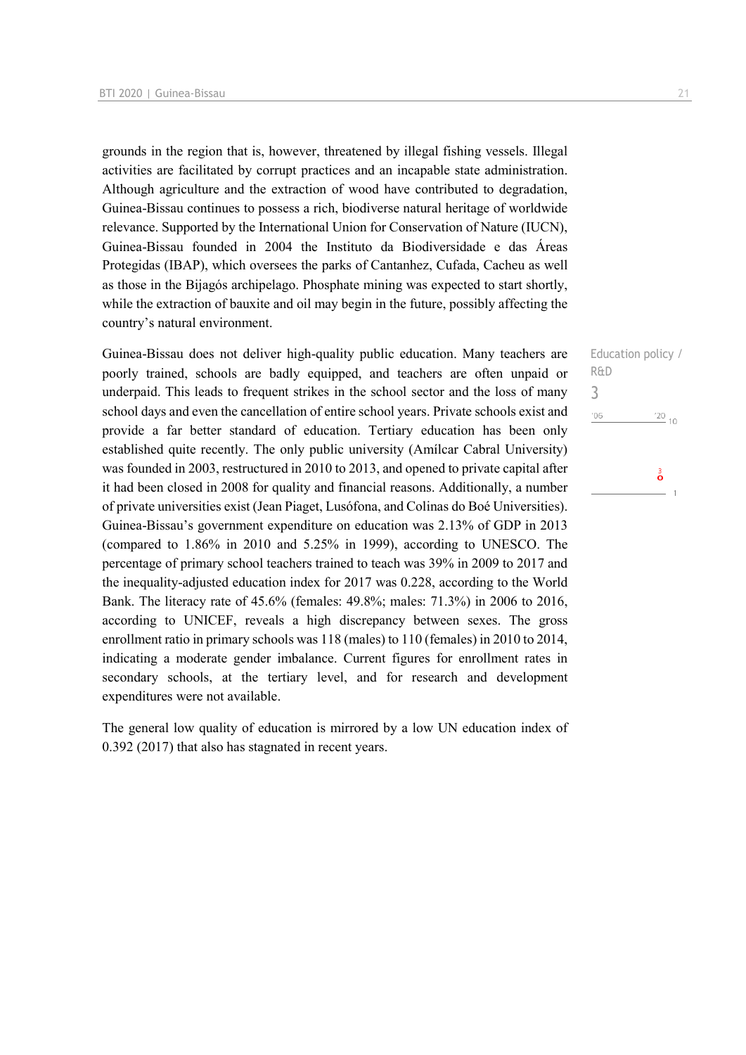grounds in the region that is, however, threatened by illegal fishing vessels. Illegal activities are facilitated by corrupt practices and an incapable state administration. Although agriculture and the extraction of wood have contributed to degradation, Guinea-Bissau continues to possess a rich, biodiverse natural heritage of worldwide relevance. Supported by the International Union for Conservation of Nature (IUCN), Guinea-Bissau founded in 2004 the Instituto da Biodiversidade e das Áreas Protegidas (IBAP), which oversees the parks of Cantanhez, Cufada, Cacheu as well as those in the Bijagós archipelago. Phosphate mining was expected to start shortly, while the extraction of bauxite and oil may begin in the future, possibly affecting the country's natural environment.

Education policy / R&D

3

Guinea-Bissau does not deliver high-quality public education. Many teachers are poorly trained, schools are badly equipped, and teachers are often unpaid or underpaid. This leads to frequent strikes in the school sector and the loss of many school days and even the cancellation of entire school years. Private schools exist and provide a far better standard of education. Tertiary education has been only established quite recently. The only public university (Amílcar Cabral University) was founded in 2003, restructured in 2010 to 2013, and opened to private capital after it had been closed in 2008 for quality and financial reasons. Additionally, a number of private universities exist (Jean Piaget, Lusófona, and Colinas do Boé Universities). Guinea-Bissau's government expenditure on education was 2.13% of GDP in 2013 (compared to 1.86% in 2010 and 5.25% in 1999), according to UNESCO. The percentage of primary school teachers trained to teach was 39% in 2009 to 2017 and the inequality-adjusted education index for 2017 was 0.228, according to the World Bank. The literacy rate of 45.6% (females: 49.8%; males: 71.3%) in 2006 to 2016, according to UNICEF, reveals a high discrepancy between sexes. The gross enrollment ratio in primary schools was 118 (males) to 110 (females) in 2010 to 2014, indicating a moderate gender imbalance. Current figures for enrollment rates in secondary schools, at the tertiary level, and for research and development expenditures were not available.

The general low quality of education is mirrored by a low UN education index of 0.392 (2017) that also has stagnated in recent years.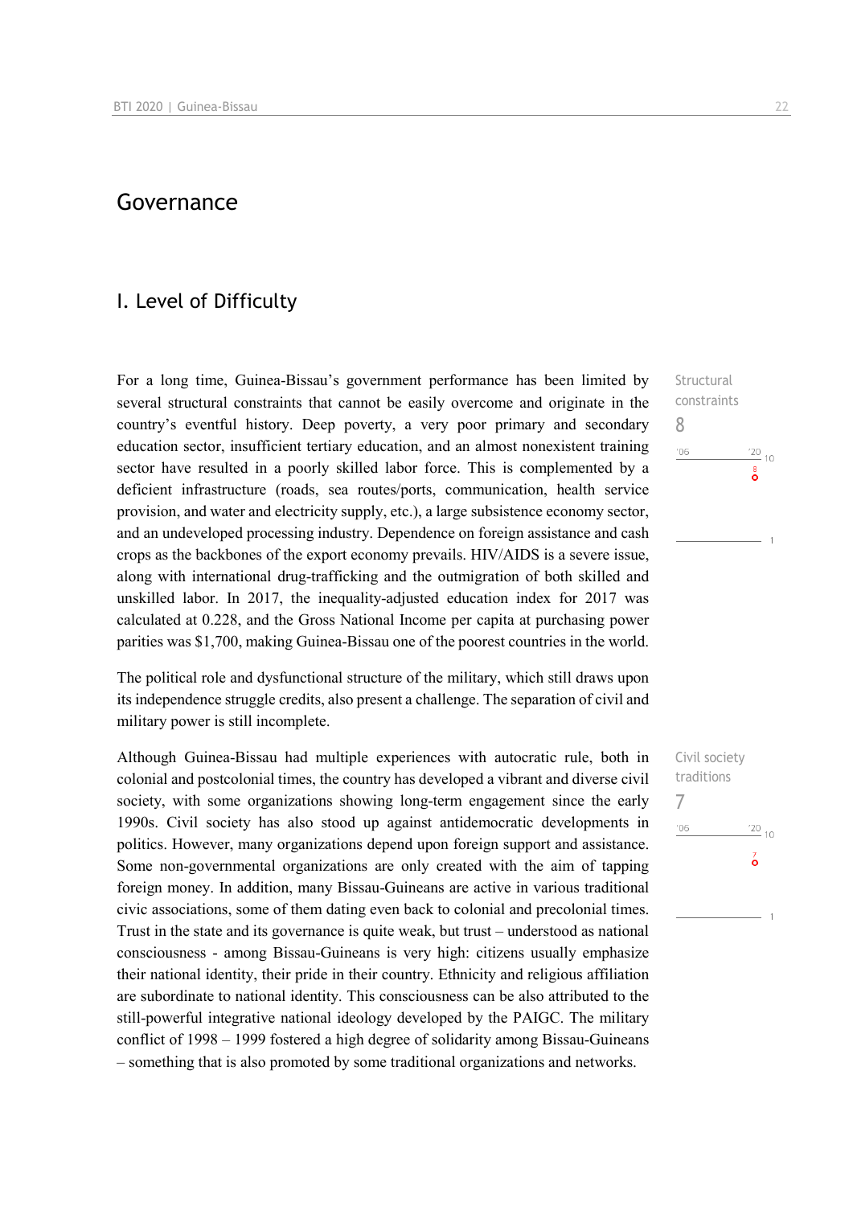# Governance

## I. Level of Difficulty

For a long time, Guinea-Bissau's government performance has been limited by several structural constraints that cannot be easily overcome and originate in the country's eventful history. Deep poverty, a very poor primary and secondary education sector, insufficient tertiary education, and an almost nonexistent training sector have resulted in a poorly skilled labor force. This is complemented by a deficient infrastructure (roads, sea routes/ports, communication, health service provision, and water and electricity supply, etc.), a large subsistence economy sector, and an undeveloped processing industry. Dependence on foreign assistance and cash crops as the backbones of the export economy prevails. HIV/AIDS is a severe issue, along with international drug-trafficking and the outmigration of both skilled and unskilled labor. In 2017, the inequality-adjusted education index for 2017 was calculated at 0.228, and the Gross National Income per capita at purchasing power parities was $1,700, making Guinea-Bissau one of the poorest countries in the world.

Structural constraints
8

The political role and dysfunctional structure of the military, which still draws upon its independence struggle credits, also present a challenge. The separation of civil and military power is still incomplete.

Although Guinea-Bissau had multiple experiences with autocratic rule, both in colonial and postcolonial times, the country has developed a vibrant and diverse civil society, with some organizations showing long-term engagement since the early 1990s. Civil society has also stood up against antidemocratic developments in politics. However, many organizations depend upon foreign support and assistance. Some non-governmental organizations are only created with the aim of tapping foreign money. In addition, many Bissau-Guineans are active in various traditional civic associations, some of them dating even back to colonial and precolonial times. Trust in the state and its governance is quite weak, but trust – understood as national consciousness - among Bissau-Guineans is very high: citizens usually emphasize their national identity, their pride in their country. Ethnicity and religious affiliation are subordinate to national identity. This consciousness can be also attributed to the still-powerful integrative national ideology developed by the PAIGC. The military conflict of 1998 – 1999 fostered a high degree of solidarity among Bissau-Guineans – something that is also promoted by some traditional organizations and networks.

Civil society traditions
7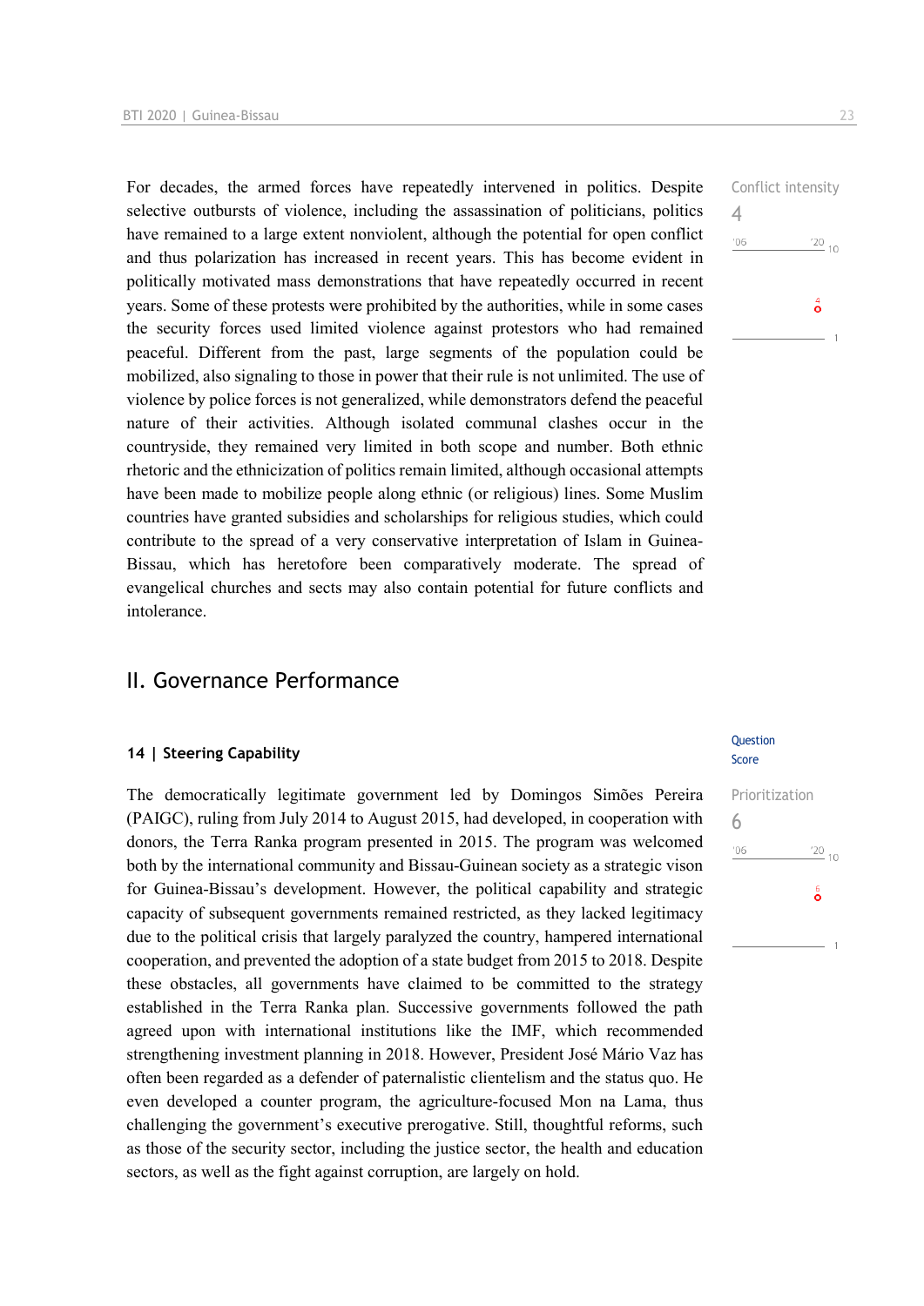For decades, the armed forces have repeatedly intervened in politics. Despite selective outbursts of violence, including the assassination of politicians, politics have remained to a large extent nonviolent, although the potential for open conflict and thus polarization has increased in recent years. This has become evident in politically motivated mass demonstrations that have repeatedly occurred in recent years. Some of these protests were prohibited by the authorities, while in some cases the security forces used limited violence against protestors who had remained peaceful. Different from the past, large segments of the population could be mobilized, also signaling to those in power that their rule is not unlimited. The use of violence by police forces is not generalized, while demonstrators defend the peaceful nature of their activities. Although isolated communal clashes occur in the countryside, they remained very limited in both scope and number. Both ethnic rhetoric and the ethnicization of politics remain limited, although occasional attempts have been made to mobilize people along ethnic (or religious) lines. Some Muslim countries have granted subsidies and scholarships for religious studies, which could contribute to the spread of a very conservative interpretation of Islam in Guinea-Bissau, which has heretofore been comparatively moderate. The spread of evangelical churches and sects may also contain potential for future conflicts and intolerance.

Conflict intensity
4

## II. Governance Performance

### 14 | Steering Capability

Question Score

The democratically legitimate government led by Domingos Simões Pereira (PAIGC), ruling from July 2014 to August 2015, had developed, in cooperation with donors, the Terra Ranka program presented in 2015. The program was welcomed both by the international community and Bissau-Guinean society as a strategic vison for Guinea-Bissau's development. However, the political capability and strategic capacity of subsequent governments remained restricted, as they lacked legitimacy due to the political crisis that largely paralyzed the country, hampered international cooperation, and prevented the adoption of a state budget from 2015 to 2018. Despite these obstacles, all governments have claimed to be committed to the strategy established in the Terra Ranka plan. Successive governments followed the path agreed upon with international institutions like the IMF, which recommended strengthening investment planning in 2018. However, President José Mário Vaz has often been regarded as a defender of paternalistic clientelism and the status quo. He even developed a counter program, the agriculture-focused Mon na Lama, thus challenging the government's executive prerogative. Still, thoughtful reforms, such as those of the security sector, including the justice sector, the health and education sectors, as well as the fight against corruption, are largely on hold.

Prioritization
6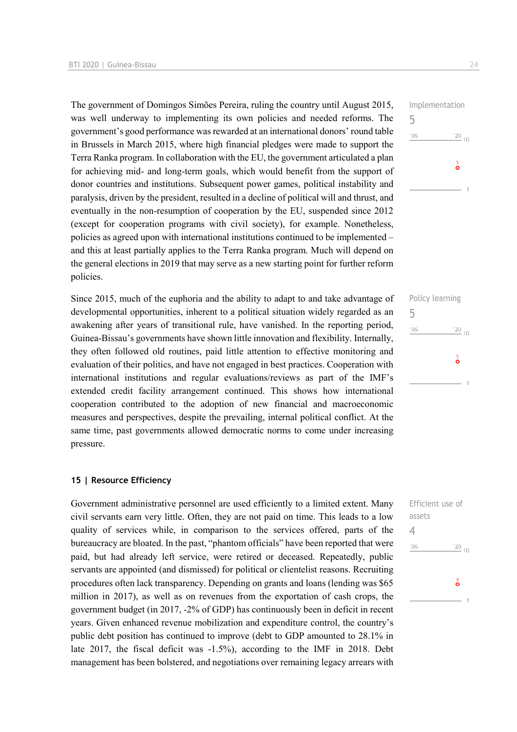The government of Domingos Simões Pereira, ruling the country until August 2015, was well underway to implementing its own policies and needed reforms. The government's good performance was rewarded at an international donors' round table in Brussels in March 2015, where high financial pledges were made to support the Terra Ranka program. In collaboration with the EU, the government articulated a plan for achieving mid- and long-term goals, which would benefit from the support of donor countries and institutions. Subsequent power games, political instability and paralysis, driven by the president, resulted in a decline of political will and thrust, and eventually in the non-resumption of cooperation by the EU, suspended since 2012 (except for cooperation programs with civil society), for example. Nonetheless, policies as agreed upon with international institutions continued to be implemented – and this at least partially applies to the Terra Ranka program. Much will depend on the general elections in 2019 that may serve as a new starting point for further reform policies.

Implementation
5

Since 2015, much of the euphoria and the ability to adapt to and take advantage of developmental opportunities, inherent to a political situation widely regarded as an awakening after years of transitional rule, have vanished. In the reporting period, Guinea-Bissau's governments have shown little innovation and flexibility. Internally, they often followed old routines, paid little attention to effective monitoring and evaluation of their politics, and have not engaged in best practices. Cooperation with international institutions and regular evaluations/reviews as part of the IMF's extended credit facility arrangement continued. This shows how international cooperation contributed to the adoption of new financial and macroeconomic measures and perspectives, despite the prevailing, internal political conflict. At the same time, past governments allowed democratic norms to come under increasing pressure.

Policy learning
5

## 15 | Resource Efficiency

Government administrative personnel are used efficiently to a limited extent. Many civil servants earn very little. Often, they are not paid on time. This leads to a low quality of services while, in comparison to the services offered, parts of the bureaucracy are bloated. In the past, "phantom officials" have been reported that were paid, but had already left service, were retired or deceased. Repeatedly, public servants are appointed (and dismissed) for political or clientelist reasons. Recruiting procedures often lack transparency. Depending on grants and loans (lending was $65 million in 2017), as well as on revenues from the exportation of cash crops, the government budget (in 2017, -2% of GDP) has continuously been in deficit in recent years. Given enhanced revenue mobilization and expenditure control, the country's public debt position has continued to improve (debt to GDP amounted to 28.1% in late 2017, the fiscal deficit was -1.5%), according to the IMF in 2018. Debt management has been bolstered, and negotiations over remaining legacy arrears with

Efficient use of assets
4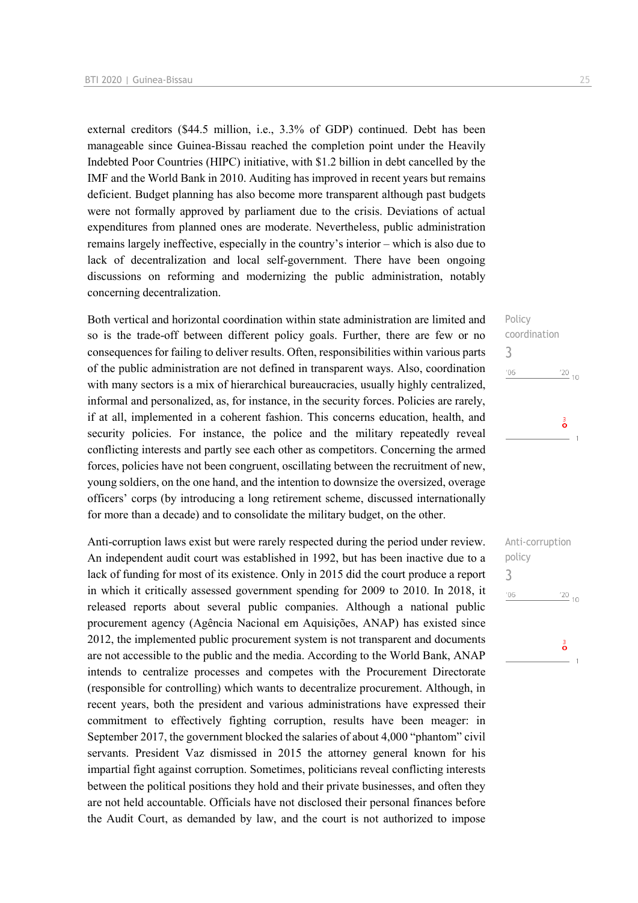external creditors ($44.5 million, i.e., 3.3% of GDP) continued. Debt has been manageable since Guinea-Bissau reached the completion point under the Heavily Indebted Poor Countries (HIPC) initiative, with $1.2 billion in debt cancelled by the IMF and the World Bank in 2010. Auditing has improved in recent years but remains deficient. Budget planning has also become more transparent although past budgets were not formally approved by parliament due to the crisis. Deviations of actual expenditures from planned ones are moderate. Nevertheless, public administration remains largely ineffective, especially in the country's interior – which is also due to lack of decentralization and local self-government. There have been ongoing discussions on reforming and modernizing the public administration, notably concerning decentralization.

Policy coordination
3

Both vertical and horizontal coordination within state administration are limited and so is the trade-off between different policy goals. Further, there are few or no consequences for failing to deliver results. Often, responsibilities within various parts of the public administration are not defined in transparent ways. Also, coordination with many sectors is a mix of hierarchical bureaucracies, usually highly centralized, informal and personalized, as, for instance, in the security forces. Policies are rarely, if at all, implemented in a coherent fashion. This concerns education, health, and security policies. For instance, the police and the military repeatedly reveal conflicting interests and partly see each other as competitors. Concerning the armed forces, policies have not been congruent, oscillating between the recruitment of new, young soldiers, on the one hand, and the intention to downsize the oversized, overage officers' corps (by introducing a long retirement scheme, discussed internationally for more than a decade) and to consolidate the military budget, on the other.

Anti-corruption policy
3

Anti-corruption laws exist but were rarely respected during the period under review. An independent audit court was established in 1992, but has been inactive due to a lack of funding for most of its existence. Only in 2015 did the court produce a report in which it critically assessed government spending for 2009 to 2010. In 2018, it released reports about several public companies. Although a national public procurement agency (Agência Nacional em Aquisições, ANAP) has existed since 2012, the implemented public procurement system is not transparent and documents are not accessible to the public and the media. According to the World Bank, ANAP intends to centralize processes and competes with the Procurement Directorate (responsible for controlling) which wants to decentralize procurement. Although, in recent years, both the president and various administrations have expressed their commitment to effectively fighting corruption, results have been meager: in September 2017, the government blocked the salaries of about 4,000 "phantom" civil servants. President Vaz dismissed in 2015 the attorney general known for his impartial fight against corruption. Sometimes, politicians reveal conflicting interests between the political positions they hold and their private businesses, and often they are not held accountable. Officials have not disclosed their personal finances before the Audit Court, as demanded by law, and the court is not authorized to impose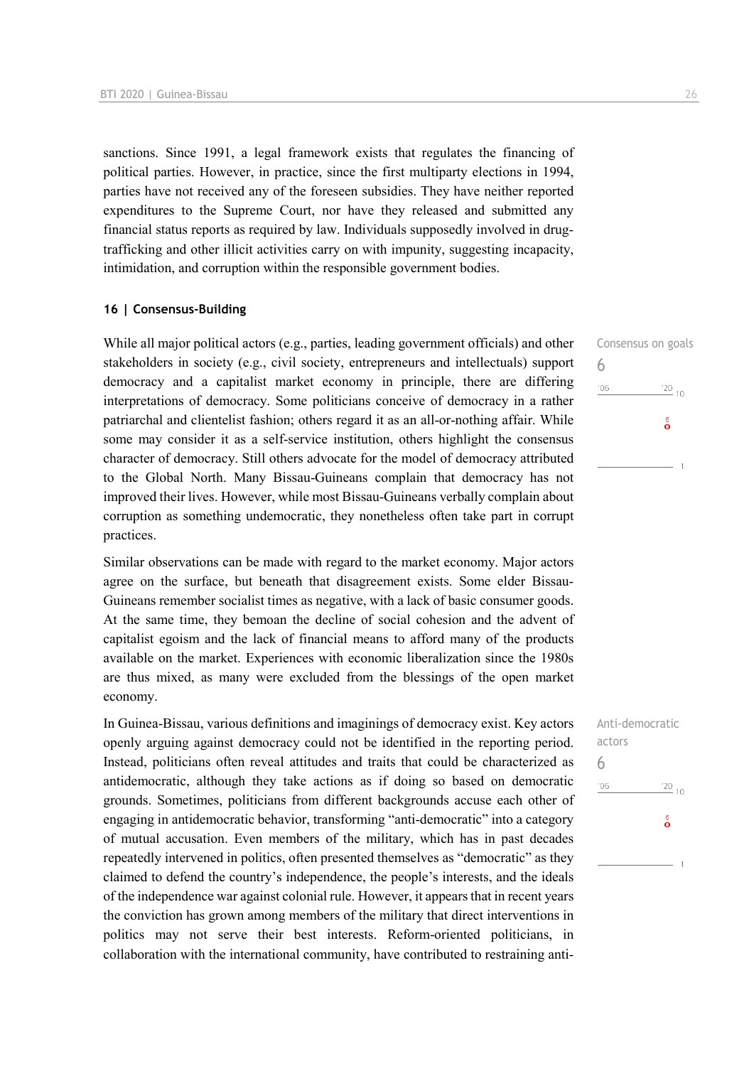sanctions. Since 1991, a legal framework exists that regulates the financing of political parties. However, in practice, since the first multiparty elections in 1994, parties have not received any of the foreseen subsidies. They have neither reported expenditures to the Supreme Court, nor have they released and submitted any financial status reports as required by law. Individuals supposedly involved in drug-trafficking and other illicit activities carry on with impunity, suggesting incapacity, intimidation, and corruption within the responsible government bodies.

### 16 | Consensus-Building

Consensus on goals
6

While all major political actors (e.g., parties, leading government officials) and other stakeholders in society (e.g., civil society, entrepreneurs and intellectuals) support democracy and a capitalist market economy in principle, there are differing interpretations of democracy. Some politicians conceive of democracy in a rather patriarchal and clientelist fashion; others regard it as an all-or-nothing affair. While some may consider it as a self-service institution, others highlight the consensus character of democracy. Still others advocate for the model of democracy attributed to the Global North. Many Bissau-Guineans complain that democracy has not improved their lives. However, while most Bissau-Guineans verbally complain about corruption as something undemocratic, they nonetheless often take part in corrupt practices.

Similar observations can be made with regard to the market economy. Major actors agree on the surface, but beneath that disagreement exists. Some elder Bissau-Guineans remember socialist times as negative, with a lack of basic consumer goods. At the same time, they bemoan the decline of social cohesion and the advent of capitalist egoism and the lack of financial means to afford many of the products available on the market. Experiences with economic liberalization since the 1980s are thus mixed, as many were excluded from the blessings of the open market economy.

Anti-democratic actors
6

In Guinea-Bissau, various definitions and imaginings of democracy exist. Key actors openly arguing against democracy could not be identified in the reporting period. Instead, politicians often reveal attitudes and traits that could be characterized as antidemocratic, although they take actions as if doing so based on democratic grounds. Sometimes, politicians from different backgrounds accuse each other of engaging in antidemocratic behavior, transforming "anti-democratic" into a category of mutual accusation. Even members of the military, which has in past decades repeatedly intervened in politics, often presented themselves as "democratic" as they claimed to defend the country's independence, the people's interests, and the ideals of the independence war against colonial rule. However, it appears that in recent years the conviction has grown among members of the military that direct interventions in politics may not serve their best interests. Reform-oriented politicians, in collaboration with the international community, have contributed to restraining anti-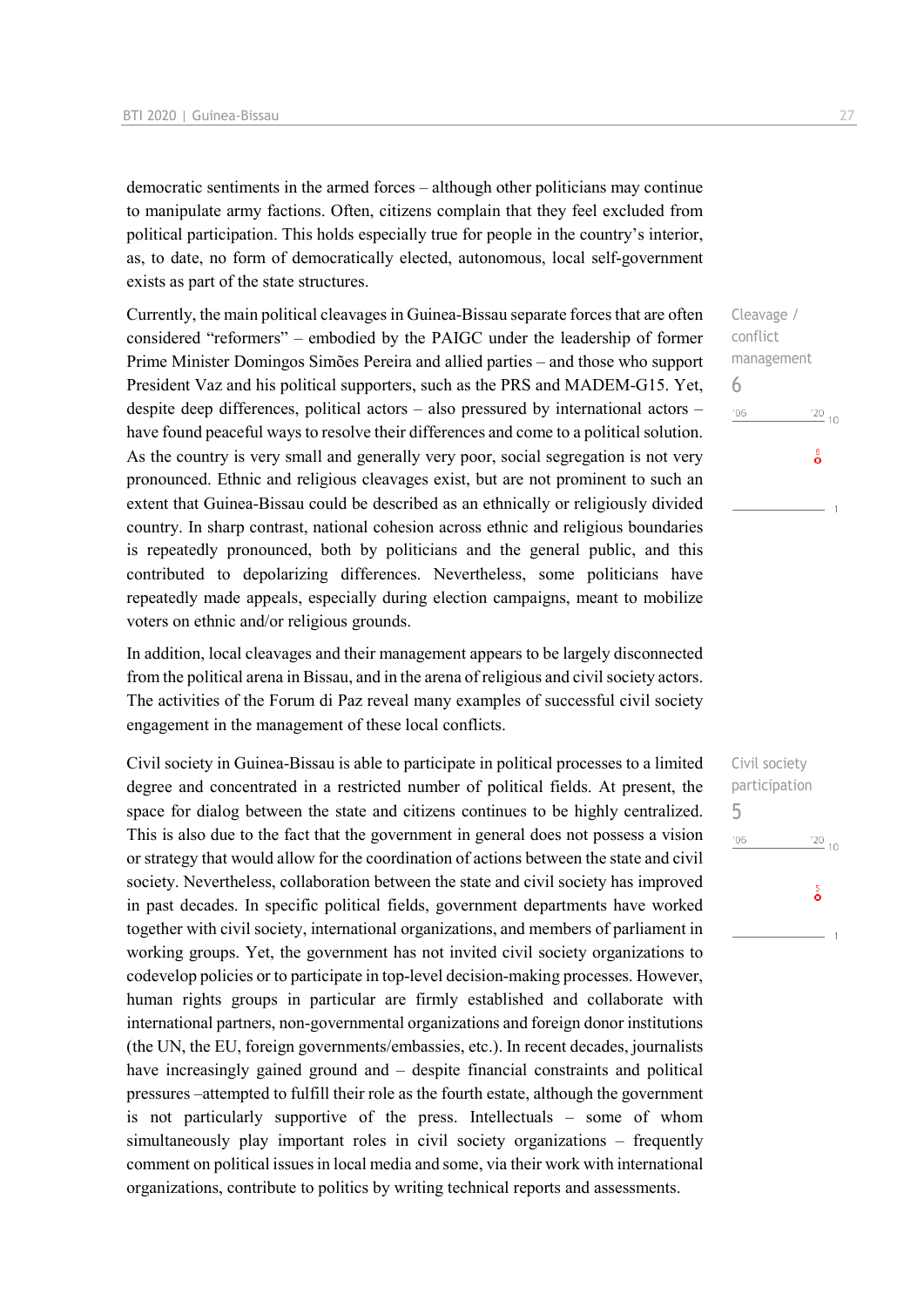democratic sentiments in the armed forces – although other politicians may continue to manipulate army factions. Often, citizens complain that they feel excluded from political participation. This holds especially true for people in the country's interior, as, to date, no form of democratically elected, autonomous, local self-government exists as part of the state structures.

Cleavage / conflict management

6

Currently, the main political cleavages in Guinea-Bissau separate forces that are often considered "reformers" – embodied by the PAIGC under the leadership of former Prime Minister Domingos Simões Pereira and allied parties – and those who support President Vaz and his political supporters, such as the PRS and MADEM-G15. Yet, despite deep differences, political actors – also pressured by international actors – have found peaceful ways to resolve their differences and come to a political solution. As the country is very small and generally very poor, social segregation is not very pronounced. Ethnic and religious cleavages exist, but are not prominent to such an extent that Guinea-Bissau could be described as an ethnically or religiously divided country. In sharp contrast, national cohesion across ethnic and religious boundaries is repeatedly pronounced, both by politicians and the general public, and this contributed to depolarizing differences. Nevertheless, some politicians have repeatedly made appeals, especially during election campaigns, meant to mobilize voters on ethnic and/or religious grounds.

In addition, local cleavages and their management appears to be largely disconnected from the political arena in Bissau, and in the arena of religious and civil society actors. The activities of the Forum di Paz reveal many examples of successful civil society engagement in the management of these local conflicts.

Civil society participation

5

Civil society in Guinea-Bissau is able to participate in political processes to a limited degree and concentrated in a restricted number of political fields. At present, the space for dialog between the state and citizens continues to be highly centralized. This is also due to the fact that the government in general does not possess a vision or strategy that would allow for the coordination of actions between the state and civil society. Nevertheless, collaboration between the state and civil society has improved in past decades. In specific political fields, government departments have worked together with civil society, international organizations, and members of parliament in working groups. Yet, the government has not invited civil society organizations to codevelop policies or to participate in top-level decision-making processes. However, human rights groups in particular are firmly established and collaborate with international partners, non-governmental organizations and foreign donor institutions (the UN, the EU, foreign governments/embassies, etc.). In recent decades, journalists have increasingly gained ground and – despite financial constraints and political pressures –attempted to fulfill their role as the fourth estate, although the government is not particularly supportive of the press. Intellectuals – some of whom simultaneously play important roles in civil society organizations – frequently comment on political issues in local media and some, via their work with international organizations, contribute to politics by writing technical reports and assessments.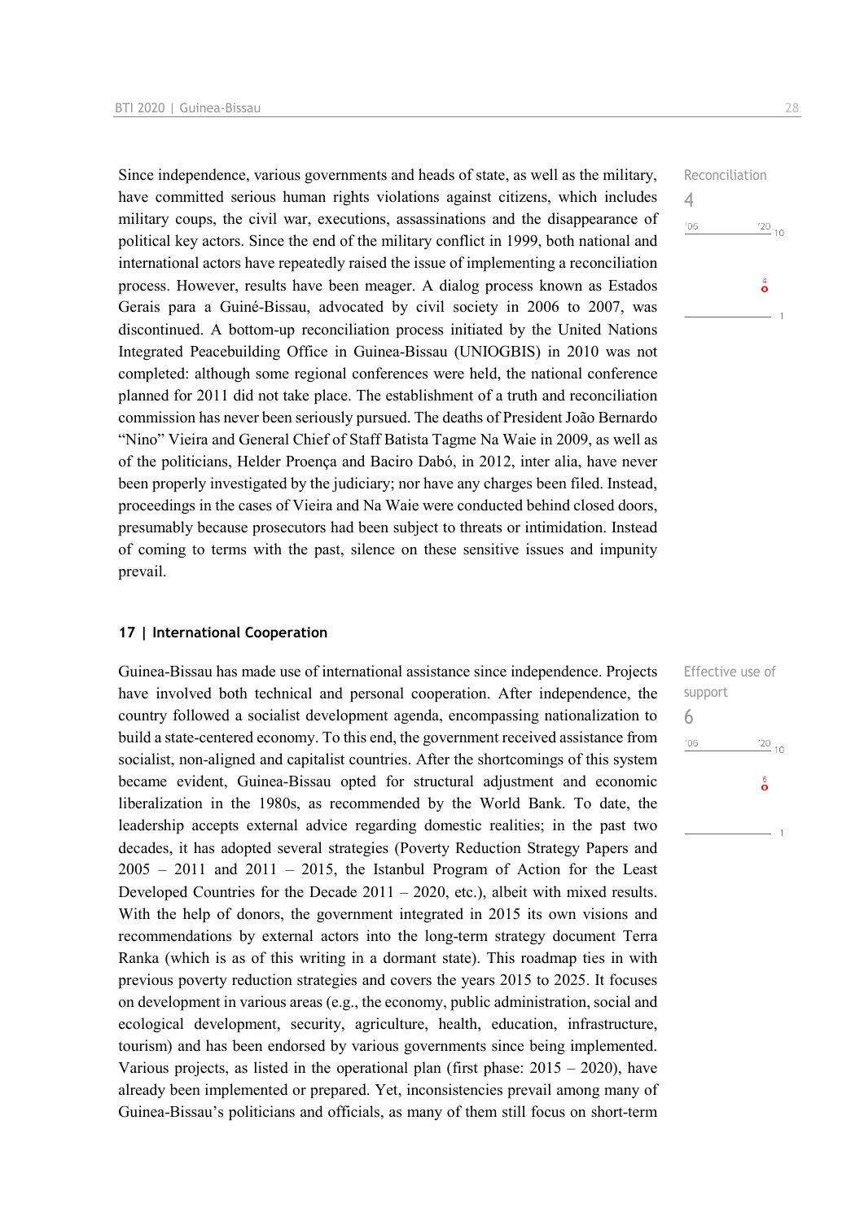Since independence, various governments and heads of state, as well as the military, have committed serious human rights violations against citizens, which includes military coups, the civil war, executions, assassinations and the disappearance of political key actors. Since the end of the military conflict in 1999, both national and international actors have repeatedly raised the issue of implementing a reconciliation process. However, results have been meager. A dialog process known as Estados Gerais para a Guiné-Bissau, advocated by civil society in 2006 to 2007, was discontinued. A bottom-up reconciliation process initiated by the United Nations Integrated Peacebuilding Office in Guinea-Bissau (UNIOGBIS) in 2010 was not completed: although some regional conferences were held, the national conference planned for 2011 did not take place. The establishment of a truth and reconciliation commission has never been seriously pursued. The deaths of President João Bernardo "Nino" Vieira and General Chief of Staff Batista Tagme Na Waie in 2009, as well as of the politicians, Helder Proença and Baciro Dabó, in 2012, inter alia, have never been properly investigated by the judiciary; nor have any charges been filed. Instead, proceedings in the cases of Vieira and Na Waie were conducted behind closed doors, presumably because prosecutors had been subject to threats or intimidation. Instead of coming to terms with the past, silence on these sensitive issues and impunity prevail.

Reconciliation
4

## 17 | International Cooperation

Guinea-Bissau has made use of international assistance since independence. Projects have involved both technical and personal cooperation. After independence, the country followed a socialist development agenda, encompassing nationalization to build a state-centered economy. To this end, the government received assistance from socialist, non-aligned and capitalist countries. After the shortcomings of this system became evident, Guinea-Bissau opted for structural adjustment and economic liberalization in the 1980s, as recommended by the World Bank. To date, the leadership accepts external advice regarding domestic realities; in the past two decades, it has adopted several strategies (Poverty Reduction Strategy Papers and 2005 – 2011 and 2011 – 2015, the Istanbul Program of Action for the Least Developed Countries for the Decade 2011 – 2020, etc.), albeit with mixed results. With the help of donors, the government integrated in 2015 its own visions and recommendations by external actors into the long-term strategy document Terra Ranka (which is as of this writing in a dormant state). This roadmap ties in with previous poverty reduction strategies and covers the years 2015 to 2025. It focuses on development in various areas (e.g., the economy, public administration, social and ecological development, security, agriculture, health, education, infrastructure, tourism) and has been endorsed by various governments since being implemented. Various projects, as listed in the operational plan (first phase: 2015 – 2020), have already been implemented or prepared. Yet, inconsistencies prevail among many of Guinea-Bissau's politicians and officials, as many of them still focus on short-term

Effective use of support
6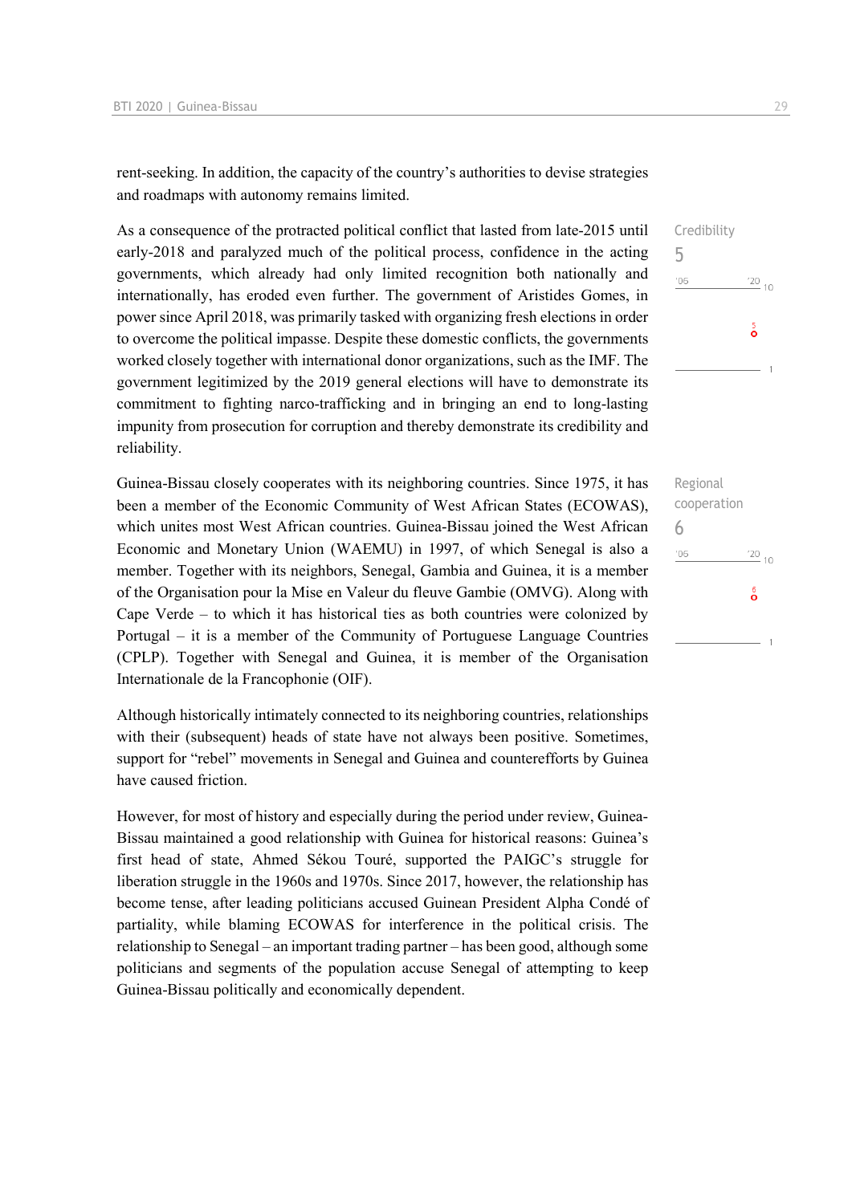rent-seeking. In addition, the capacity of the country's authorities to devise strategies and roadmaps with autonomy remains limited.

Credibility
5

As a consequence of the protracted political conflict that lasted from late-2015 until early-2018 and paralyzed much of the political process, confidence in the acting governments, which already had only limited recognition both nationally and internationally, has eroded even further. The government of Aristides Gomes, in power since April 2018, was primarily tasked with organizing fresh elections in order to overcome the political impasse. Despite these domestic conflicts, the governments worked closely together with international donor organizations, such as the IMF. The government legitimized by the 2019 general elections will have to demonstrate its commitment to fighting narco-trafficking and in bringing an end to long-lasting impunity from prosecution for corruption and thereby demonstrate its credibility and reliability.

Regional cooperation
6

Guinea-Bissau closely cooperates with its neighboring countries. Since 1975, it has been a member of the Economic Community of West African States (ECOWAS), which unites most West African countries. Guinea-Bissau joined the West African Economic and Monetary Union (WAEMU) in 1997, of which Senegal is also a member. Together with its neighbors, Senegal, Gambia and Guinea, it is a member of the Organisation pour la Mise en Valeur du fleuve Gambie (OMVG). Along with Cape Verde – to which it has historical ties as both countries were colonized by Portugal – it is a member of the Community of Portuguese Language Countries (CPLP). Together with Senegal and Guinea, it is member of the Organisation Internationale de la Francophonie (OIF).

Although historically intimately connected to its neighboring countries, relationships with their (subsequent) heads of state have not always been positive. Sometimes, support for "rebel" movements in Senegal and Guinea and counterefforts by Guinea have caused friction.

However, for most of history and especially during the period under review, Guinea-Bissau maintained a good relationship with Guinea for historical reasons: Guinea's first head of state, Ahmed Sékou Touré, supported the PAIGC's struggle for liberation struggle in the 1960s and 1970s. Since 2017, however, the relationship has become tense, after leading politicians accused Guinean President Alpha Condé of partiality, while blaming ECOWAS for interference in the political crisis. The relationship to Senegal – an important trading partner – has been good, although some politicians and segments of the population accuse Senegal of attempting to keep Guinea-Bissau politically and economically dependent.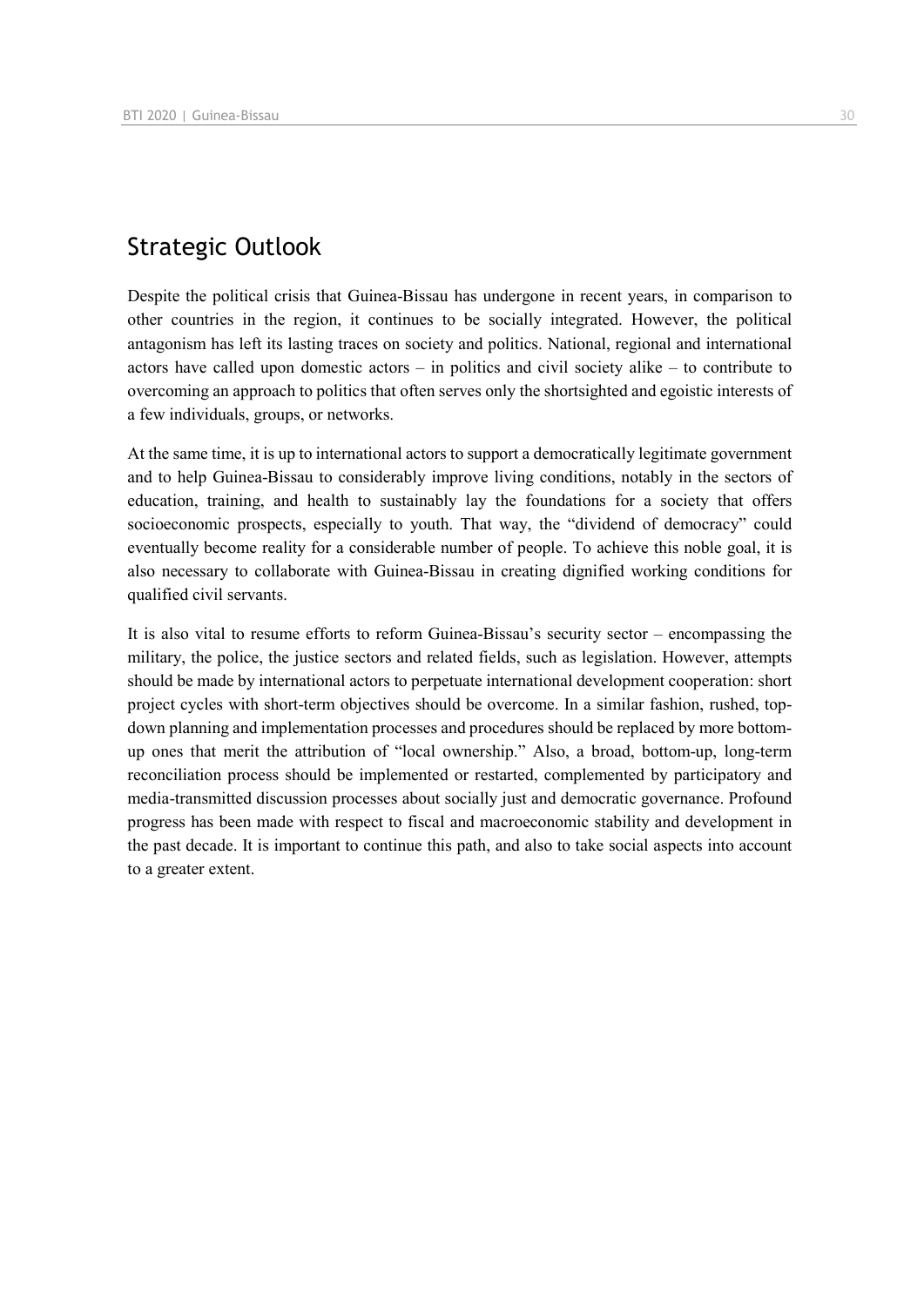## Strategic Outlook

Despite the political crisis that Guinea-Bissau has undergone in recent years, in comparison to other countries in the region, it continues to be socially integrated. However, the political antagonism has left its lasting traces on society and politics. National, regional and international actors have called upon domestic actors – in politics and civil society alike – to contribute to overcoming an approach to politics that often serves only the shortsighted and egoistic interests of a few individuals, groups, or networks.

At the same time, it is up to international actors to support a democratically legitimate government and to help Guinea-Bissau to considerably improve living conditions, notably in the sectors of education, training, and health to sustainably lay the foundations for a society that offers socioeconomic prospects, especially to youth. That way, the "dividend of democracy" could eventually become reality for a considerable number of people. To achieve this noble goal, it is also necessary to collaborate with Guinea-Bissau in creating dignified working conditions for qualified civil servants.

It is also vital to resume efforts to reform Guinea-Bissau's security sector – encompassing the military, the police, the justice sectors and related fields, such as legislation. However, attempts should be made by international actors to perpetuate international development cooperation: short project cycles with short-term objectives should be overcome. In a similar fashion, rushed, top-down planning and implementation processes and procedures should be replaced by more bottom-up ones that merit the attribution of "local ownership." Also, a broad, bottom-up, long-term reconciliation process should be implemented or restarted, complemented by participatory and media-transmitted discussion processes about socially just and democratic governance. Profound progress has been made with respect to fiscal and macroeconomic stability and development in the past decade. It is important to continue this path, and also to take social aspects into account to a greater extent.